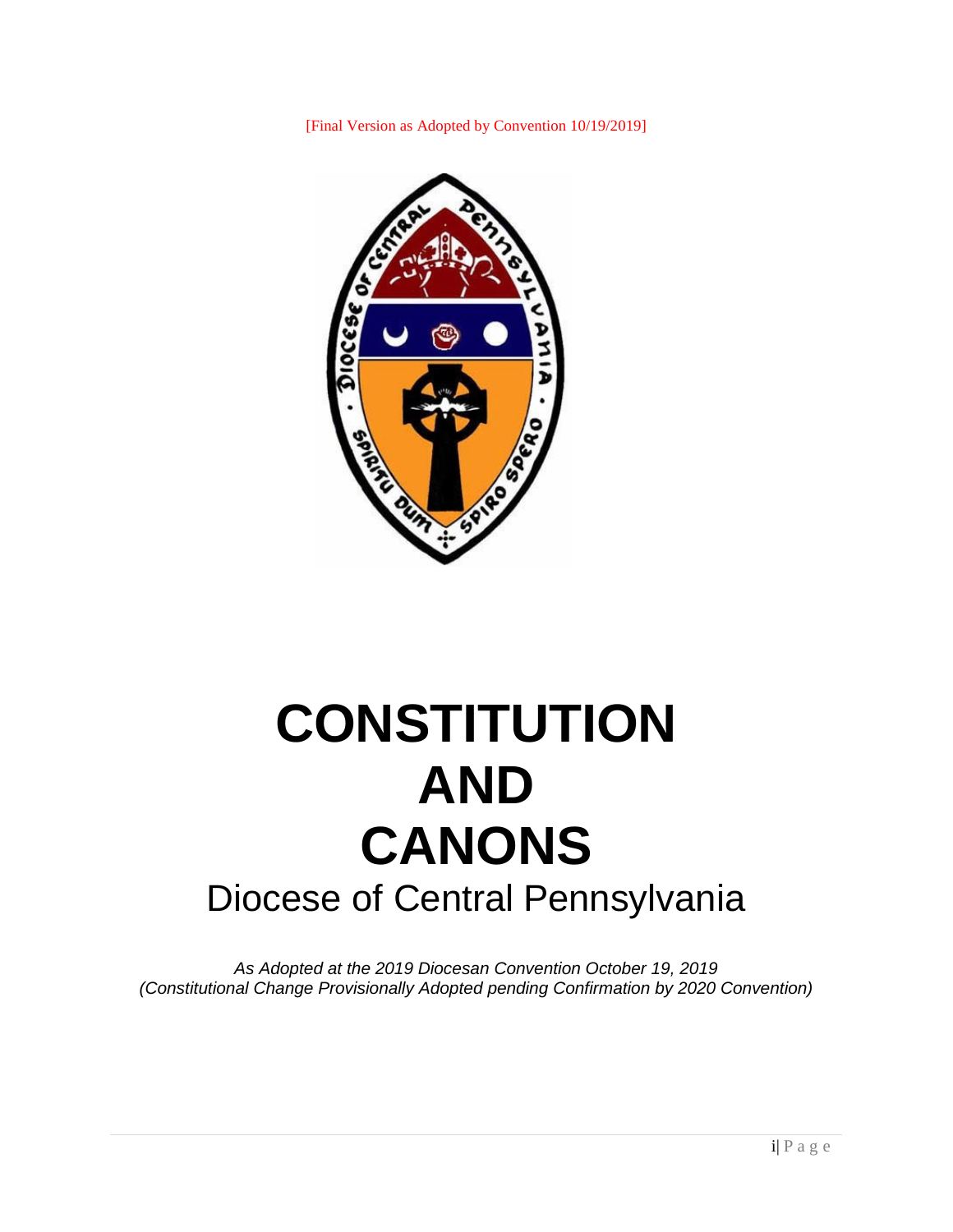[Final Version as Adopted by Convention 10/19/2019]

# CONSTITUTION AND CANONS

## Diocese of Central Pennsylvania

*As Adopted at the 2019 Diocesan Convention October 19, 2019*
*(Constitutional Change Provisionally Adopted pending Confirmation by 2020 Convention)*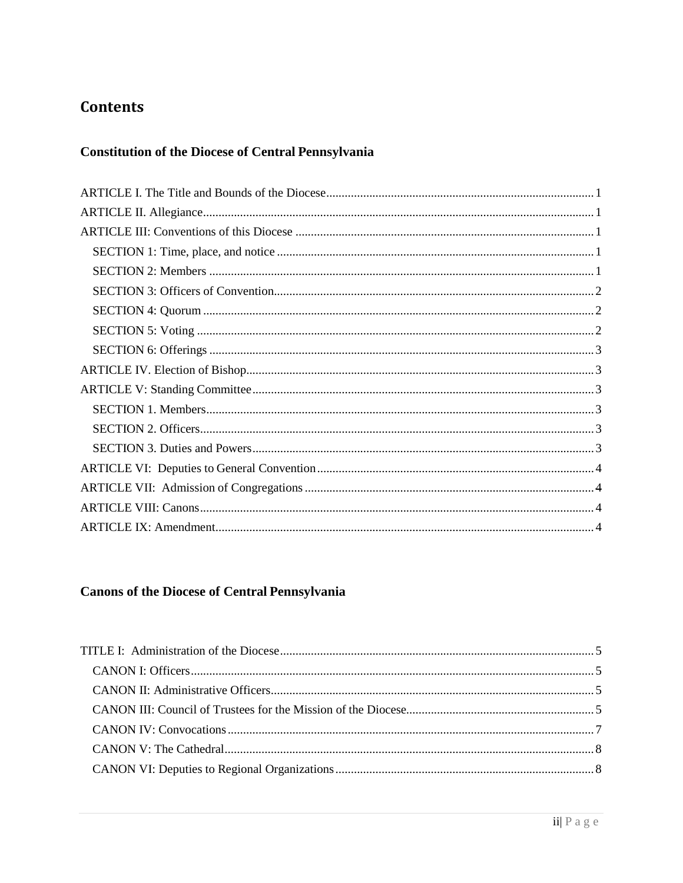# Contents

## Constitution of the Diocese of Central Pennsylvania

ARTICLE I. The Title and Bounds of the Diocese ..... 1
ARTICLE II. Allegiance ..... 1
ARTICLE III: Conventions of this Diocese ..... 1
- SECTION 1: Time, place, and notice ..... 1
- SECTION 2: Members ..... 1
- SECTION 3: Officers of Convention ..... 2
- SECTION 4: Quorum ..... 2
- SECTION 5: Voting ..... 2
- SECTION 6: Offerings ..... 3

ARTICLE IV. Election of Bishop ..... 3
ARTICLE V: Standing Committee ..... 3
- SECTION 1. Members ..... 3
- SECTION 2. Officers ..... 3
- SECTION 3. Duties and Powers ..... 3

ARTICLE VI: Deputies to General Convention ..... 4
ARTICLE VII: Admission of Congregations ..... 4
ARTICLE VIII: Canons ..... 4
ARTICLE IX: Amendment ..... 4

## Canons of the Diocese of Central Pennsylvania

TITLE I: Administration of the Diocese ..... 5
- CANON I: Officers ..... 5
- CANON II: Administrative Officers ..... 5
- CANON III: Council of Trustees for the Mission of the Diocese ..... 5
- CANON IV: Convocations ..... 7
- CANON V: The Cathedral ..... 8
- CANON VI: Deputies to Regional Organizations ..... 8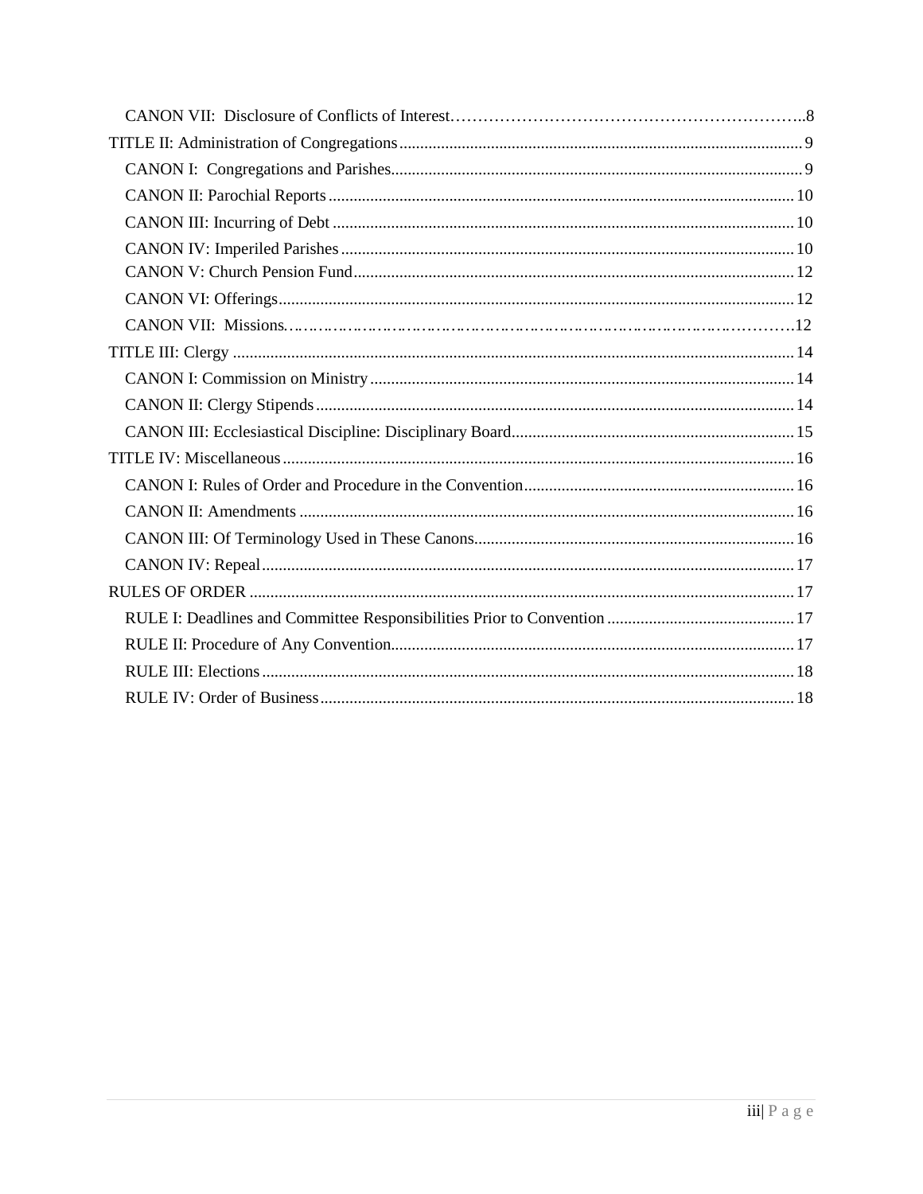CANON VII: Disclosure of Conflicts of Interest........................................................8

TITLE II: Administration of Congregations........................................................9

CANON I: Congregations and Parishes........................................................9

CANON II: Parochial Reports........................................................10

CANON III: Incurring of Debt........................................................10

CANON IV: Imperiled Parishes........................................................10

CANON V: Church Pension Fund........................................................12

CANON VI: Offerings........................................................12

CANON VII: Missions........................................................12

TITLE III: Clergy........................................................14

CANON I: Commission on Ministry........................................................14

CANON II: Clergy Stipends........................................................14

CANON III: Ecclesiastical Discipline: Disciplinary Board........................................................15

TITLE IV: Miscellaneous........................................................16

CANON I: Rules of Order and Procedure in the Convention........................................................16

CANON II: Amendments........................................................16

CANON III: Of Terminology Used in These Canons........................................................16

CANON IV: Repeal........................................................17

RULES OF ORDER........................................................17

RULE I: Deadlines and Committee Responsibilities Prior to Convention........................................................17

RULE II: Procedure of Any Convention........................................................17

RULE III: Elections........................................................18

RULE IV: Order of Business........................................................18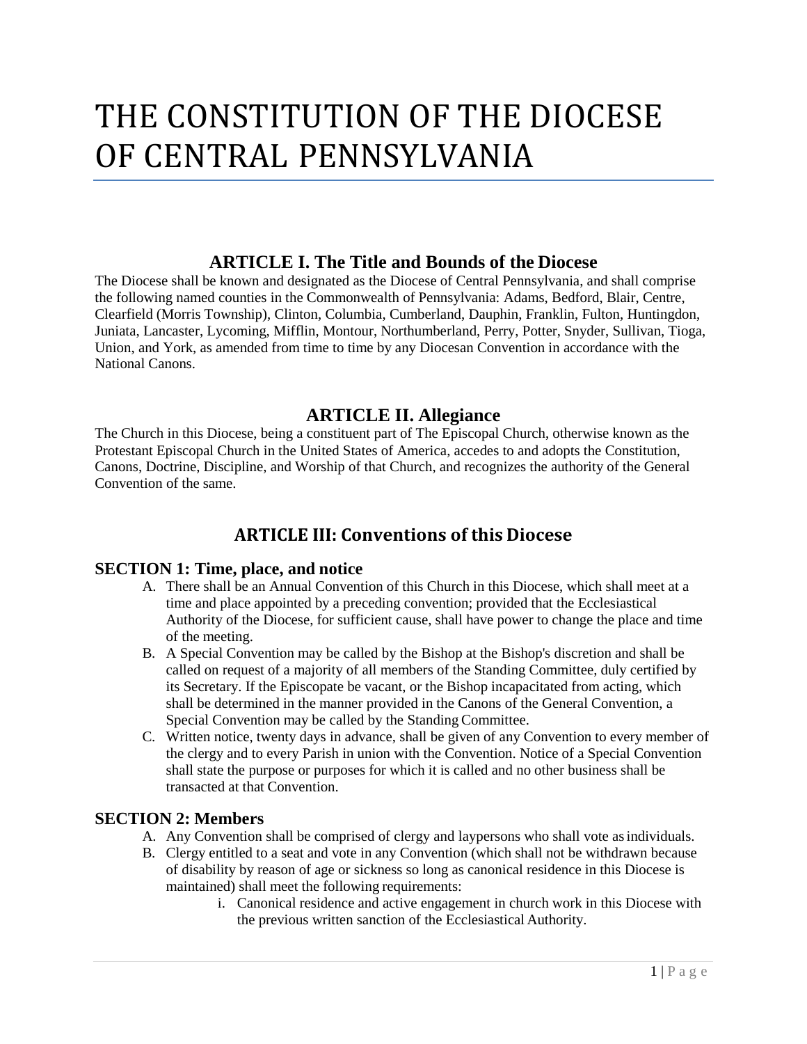# THE CONSTITUTION OF THE DIOCESE OF CENTRAL PENNSYLVANIA

## ARTICLE I. The Title and Bounds of the Diocese

The Diocese shall be known and designated as the Diocese of Central Pennsylvania, and shall comprise the following named counties in the Commonwealth of Pennsylvania: Adams, Bedford, Blair, Centre, Clearfield (Morris Township), Clinton, Columbia, Cumberland, Dauphin, Franklin, Fulton, Huntingdon, Juniata, Lancaster, Lycoming, Mifflin, Montour, Northumberland, Perry, Potter, Snyder, Sullivan, Tioga, Union, and York, as amended from time to time by any Diocesan Convention in accordance with the National Canons.

## ARTICLE II. Allegiance

The Church in this Diocese, being a constituent part of The Episcopal Church, otherwise known as the Protestant Episcopal Church in the United States of America, accedes to and adopts the Constitution, Canons, Doctrine, Discipline, and Worship of that Church, and recognizes the authority of the General Convention of the same.

## ARTICLE III: Conventions of this Diocese

### SECTION 1: Time, place, and notice

A. There shall be an Annual Convention of this Church in this Diocese, which shall meet at a time and place appointed by a preceding convention; provided that the Ecclesiastical Authority of the Diocese, for sufficient cause, shall have power to change the place and time of the meeting.

B. A Special Convention may be called by the Bishop at the Bishop's discretion and shall be called on request of a majority of all members of the Standing Committee, duly certified by its Secretary. If the Episcopate be vacant, or the Bishop incapacitated from acting, which shall be determined in the manner provided in the Canons of the General Convention, a Special Convention may be called by the Standing Committee.

C. Written notice, twenty days in advance, shall be given of any Convention to every member of the clergy and to every Parish in union with the Convention. Notice of a Special Convention shall state the purpose or purposes for which it is called and no other business shall be transacted at that Convention.

### SECTION 2: Members

A. Any Convention shall be comprised of clergy and laypersons who shall vote as individuals.

B. Clergy entitled to a seat and vote in any Convention (which shall not be withdrawn because of disability by reason of age or sickness so long as canonical residence in this Diocese is maintained) shall meet the following requirements:

   i. Canonical residence and active engagement in church work in this Diocese with the previous written sanction of the Ecclesiastical Authority.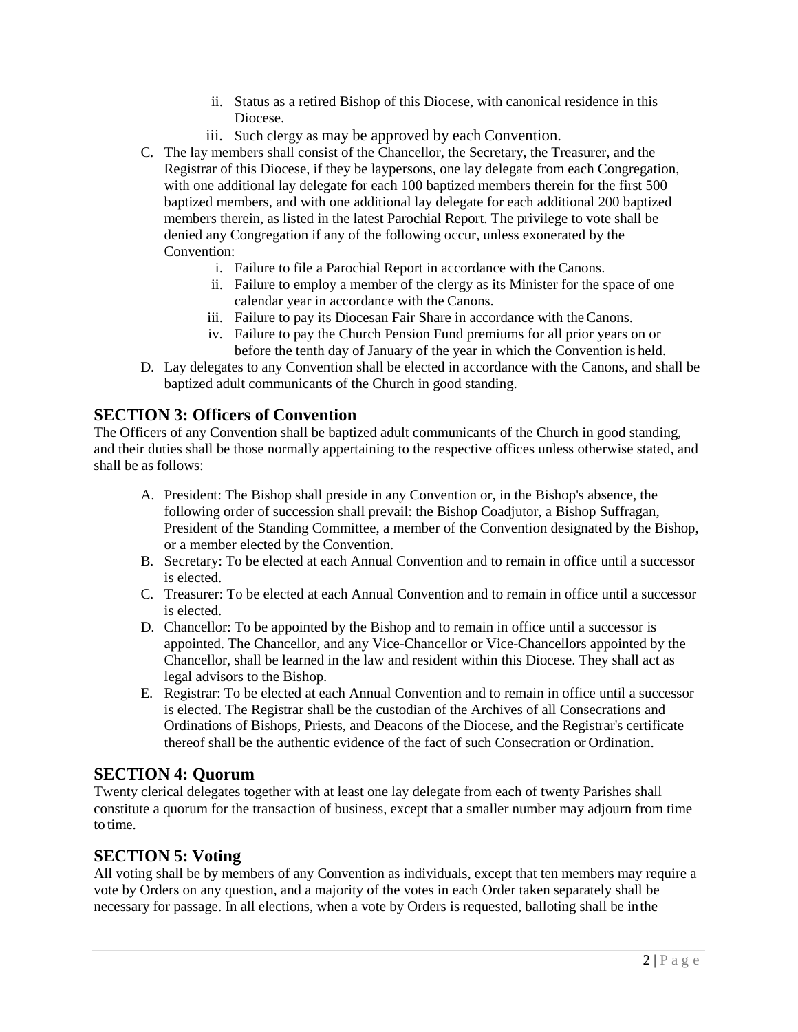ii. Status as a retired Bishop of this Diocese, with canonical residence in this Diocese.
iii. Such clergy as may be approved by each Convention.

C. The lay members shall consist of the Chancellor, the Secretary, the Treasurer, and the Registrar of this Diocese, if they be laypersons, one lay delegate from each Congregation, with one additional lay delegate for each 100 baptized members therein for the first 500 baptized members, and with one additional lay delegate for each additional 200 baptized members therein, as listed in the latest Parochial Report. The privilege to vote shall be denied any Congregation if any of the following occur, unless exonerated by the Convention:
    i. Failure to file a Parochial Report in accordance with the Canons.
    ii. Failure to employ a member of the clergy as its Minister for the space of one calendar year in accordance with the Canons.
    iii. Failure to pay its Diocesan Fair Share in accordance with the Canons.
    iv. Failure to pay the Church Pension Fund premiums for all prior years on or before the tenth day of January of the year in which the Convention is held.

D. Lay delegates to any Convention shall be elected in accordance with the Canons, and shall be baptized adult communicants of the Church in good standing.

## SECTION 3: Officers of Convention

The Officers of any Convention shall be baptized adult communicants of the Church in good standing, and their duties shall be those normally appertaining to the respective offices unless otherwise stated, and shall be as follows:

A. President: The Bishop shall preside in any Convention or, in the Bishop's absence, the following order of succession shall prevail: the Bishop Coadjutor, a Bishop Suffragan, President of the Standing Committee, a member of the Convention designated by the Bishop, or a member elected by the Convention.

B. Secretary: To be elected at each Annual Convention and to remain in office until a successor is elected.

C. Treasurer: To be elected at each Annual Convention and to remain in office until a successor is elected.

D. Chancellor: To be appointed by the Bishop and to remain in office until a successor is appointed. The Chancellor, and any Vice-Chancellor or Vice-Chancellors appointed by the Chancellor, shall be learned in the law and resident within this Diocese. They shall act as legal advisors to the Bishop.

E. Registrar: To be elected at each Annual Convention and to remain in office until a successor is elected. The Registrar shall be the custodian of the Archives of all Consecrations and Ordinations of Bishops, Priests, and Deacons of the Diocese, and the Registrar's certificate thereof shall be the authentic evidence of the fact of such Consecration or Ordination.

## SECTION 4: Quorum

Twenty clerical delegates together with at least one lay delegate from each of twenty Parishes shall constitute a quorum for the transaction of business, except that a smaller number may adjourn from time to time.

## SECTION 5: Voting

All voting shall be by members of any Convention as individuals, except that ten members may require a vote by Orders on any question, and a majority of the votes in each Order taken separately shall be necessary for passage. In all elections, when a vote by Orders is requested, balloting shall be in the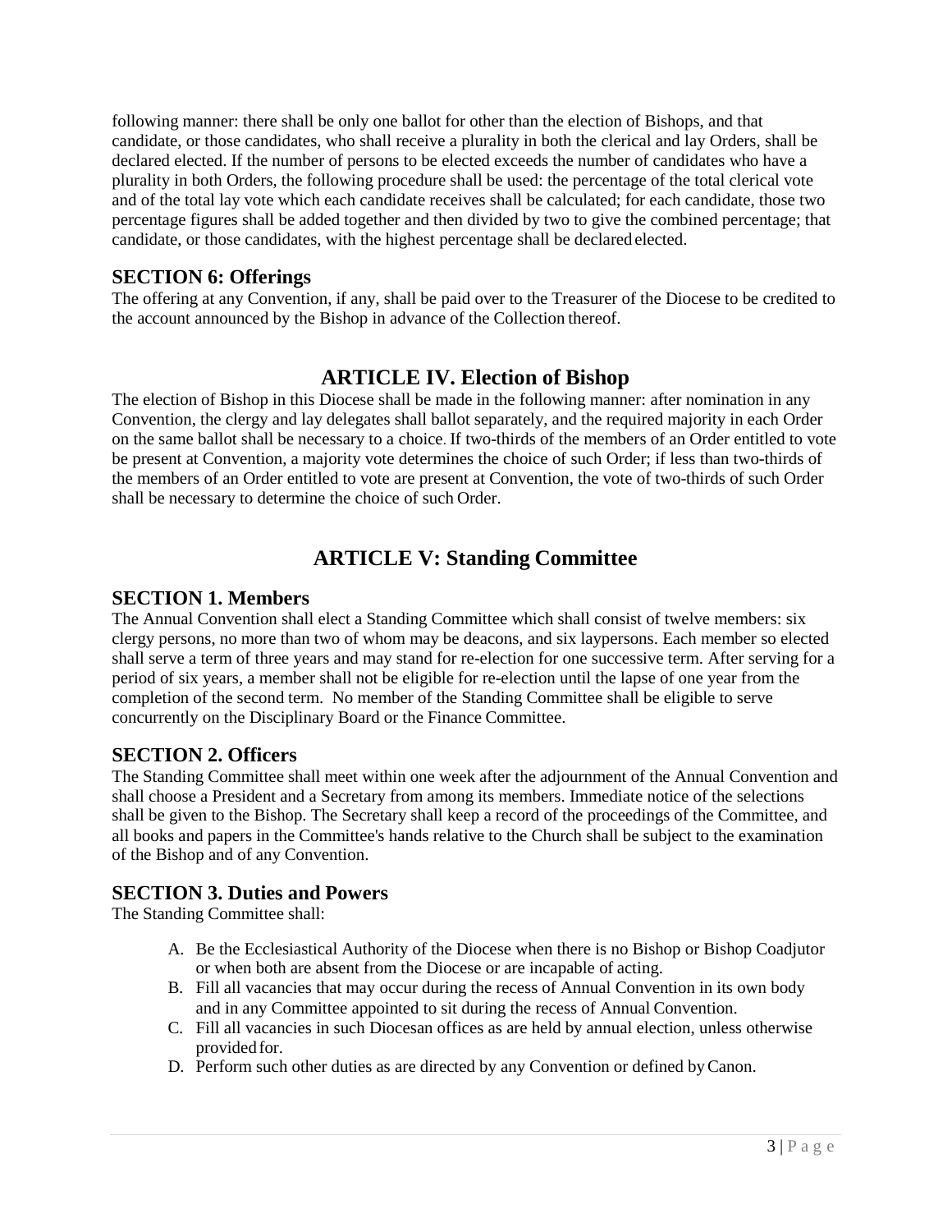following manner: there shall be only one ballot for other than the election of Bishops, and that candidate, or those candidates, who shall receive a plurality in both the clerical and lay Orders, shall be declared elected. If the number of persons to be elected exceeds the number of candidates who have a plurality in both Orders, the following procedure shall be used: the percentage of the total clerical vote and of the total lay vote which each candidate receives shall be calculated; for each candidate, those two percentage figures shall be added together and then divided by two to give the combined percentage; that candidate, or those candidates, with the highest percentage shall be declared elected.

### SECTION 6: Offerings

The offering at any Convention, if any, shall be paid over to the Treasurer of the Diocese to be credited to the account announced by the Bishop in advance of the Collection thereof.

## ARTICLE IV. Election of Bishop

The election of Bishop in this Diocese shall be made in the following manner: after nomination in any Convention, the clergy and lay delegates shall ballot separately, and the required majority in each Order on the same ballot shall be necessary to a choice. If two-thirds of the members of an Order entitled to vote be present at Convention, a majority vote determines the choice of such Order; if less than two-thirds of the members of an Order entitled to vote are present at Convention, the vote of two-thirds of such Order shall be necessary to determine the choice of such Order.

## ARTICLE V: Standing Committee

### SECTION 1. Members

The Annual Convention shall elect a Standing Committee which shall consist of twelve members: six clergy persons, no more than two of whom may be deacons, and six laypersons. Each member so elected shall serve a term of three years and may stand for re-election for one successive term. After serving for a period of six years, a member shall not be eligible for re-election until the lapse of one year from the completion of the second term. No member of the Standing Committee shall be eligible to serve concurrently on the Disciplinary Board or the Finance Committee.

### SECTION 2. Officers

The Standing Committee shall meet within one week after the adjournment of the Annual Convention and shall choose a President and a Secretary from among its members. Immediate notice of the selections shall be given to the Bishop. The Secretary shall keep a record of the proceedings of the Committee, and all books and papers in the Committee's hands relative to the Church shall be subject to the examination of the Bishop and of any Convention.

### SECTION 3. Duties and Powers

The Standing Committee shall:

A. Be the Ecclesiastical Authority of the Diocese when there is no Bishop or Bishop Coadjutor or when both are absent from the Diocese or are incapable of acting.
B. Fill all vacancies that may occur during the recess of Annual Convention in its own body and in any Committee appointed to sit during the recess of Annual Convention.
C. Fill all vacancies in such Diocesan offices as are held by annual election, unless otherwise provided for.
D. Perform such other duties as are directed by any Convention or defined by Canon.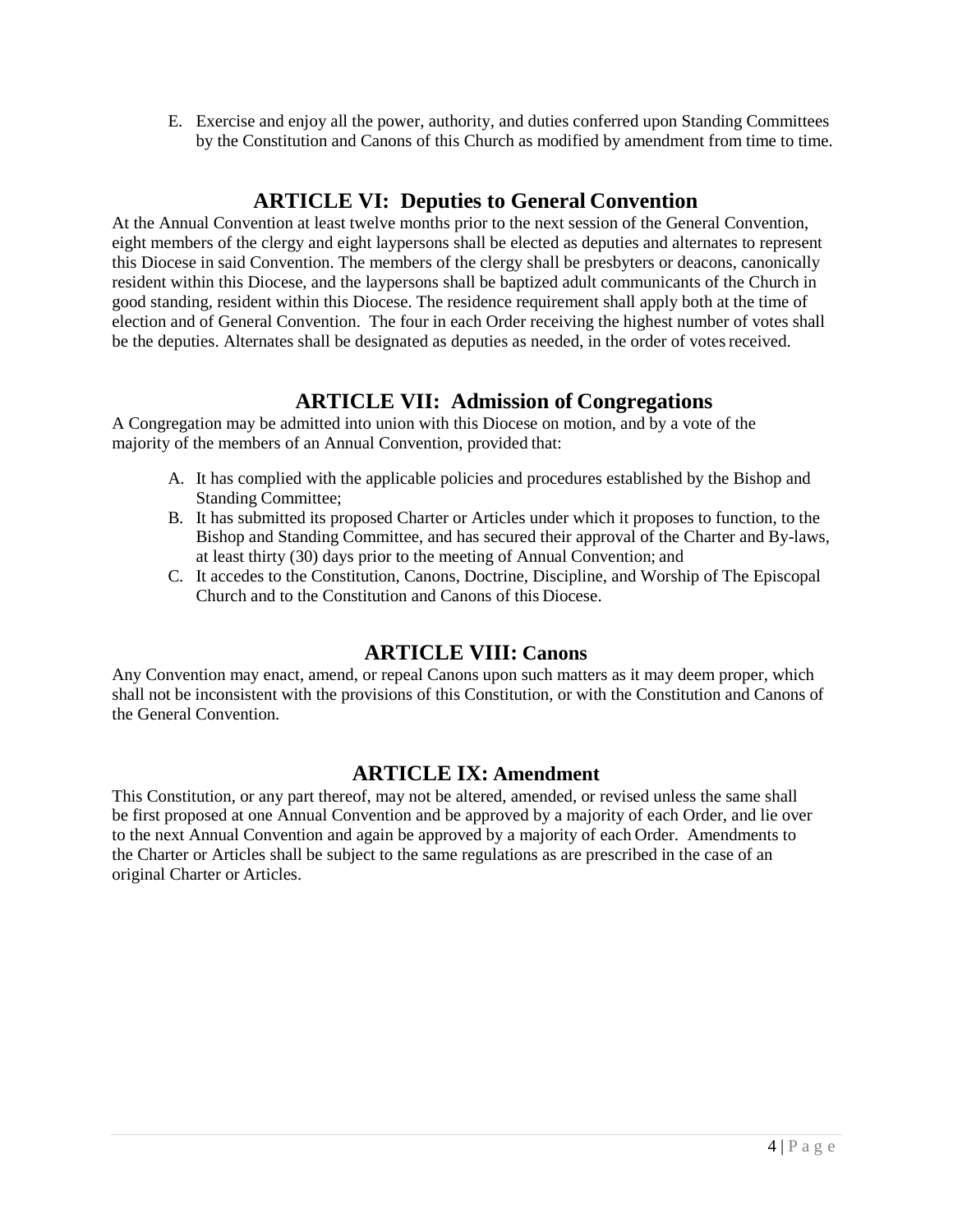E. Exercise and enjoy all the power, authority, and duties conferred upon Standing Committees by the Constitution and Canons of this Church as modified by amendment from time to time.

## ARTICLE VI: Deputies to General Convention

At the Annual Convention at least twelve months prior to the next session of the General Convention, eight members of the clergy and eight laypersons shall be elected as deputies and alternates to represent this Diocese in said Convention. The members of the clergy shall be presbyters or deacons, canonically resident within this Diocese, and the laypersons shall be baptized adult communicants of the Church in good standing, resident within this Diocese. The residence requirement shall apply both at the time of election and of General Convention. The four in each Order receiving the highest number of votes shall be the deputies. Alternates shall be designated as deputies as needed, in the order of votes received.

## ARTICLE VII: Admission of Congregations

A Congregation may be admitted into union with this Diocese on motion, and by a vote of the majority of the members of an Annual Convention, provided that:

A. It has complied with the applicable policies and procedures established by the Bishop and Standing Committee;
B. It has submitted its proposed Charter or Articles under which it proposes to function, to the Bishop and Standing Committee, and has secured their approval of the Charter and By-laws, at least thirty (30) days prior to the meeting of Annual Convention; and
C. It accedes to the Constitution, Canons, Doctrine, Discipline, and Worship of The Episcopal Church and to the Constitution and Canons of this Diocese.

## ARTICLE VIII: Canons

Any Convention may enact, amend, or repeal Canons upon such matters as it may deem proper, which shall not be inconsistent with the provisions of this Constitution, or with the Constitution and Canons of the General Convention.

## ARTICLE IX: Amendment

This Constitution, or any part thereof, may not be altered, amended, or revised unless the same shall be first proposed at one Annual Convention and be approved by a majority of each Order, and lie over to the next Annual Convention and again be approved by a majority of each Order. Amendments to the Charter or Articles shall be subject to the same regulations as are prescribed in the case of an original Charter or Articles.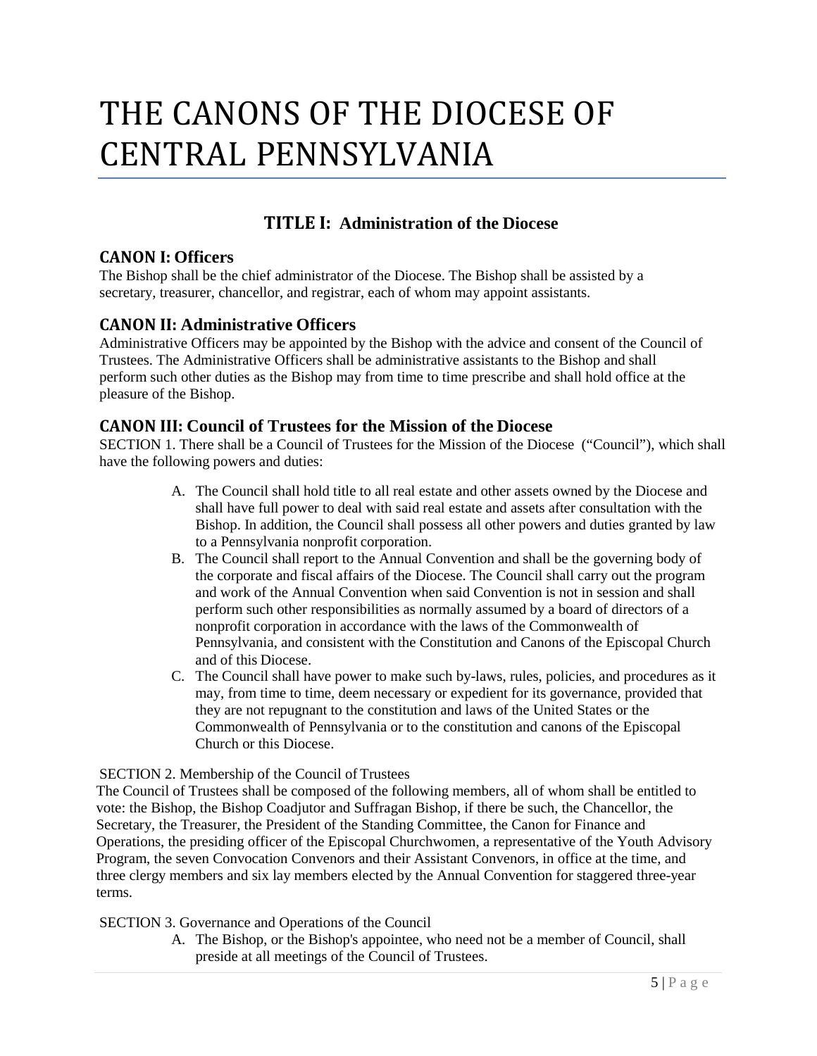# THE CANONS OF THE DIOCESE OF CENTRAL PENNSYLVANIA

## TITLE I: Administration of the Diocese

### CANON I: Officers

The Bishop shall be the chief administrator of the Diocese. The Bishop shall be assisted by a secretary, treasurer, chancellor, and registrar, each of whom may appoint assistants.

### CANON II: Administrative Officers

Administrative Officers may be appointed by the Bishop with the advice and consent of the Council of Trustees. The Administrative Officers shall be administrative assistants to the Bishop and shall perform such other duties as the Bishop may from time to time prescribe and shall hold office at the pleasure of the Bishop.

### CANON III: Council of Trustees for the Mission of the Diocese

SECTION 1. There shall be a Council of Trustees for the Mission of the Diocese ("Council"), which shall have the following powers and duties:

A. The Council shall hold title to all real estate and other assets owned by the Diocese and shall have full power to deal with said real estate and assets after consultation with the Bishop. In addition, the Council shall possess all other powers and duties granted by law to a Pennsylvania nonprofit corporation.
B. The Council shall report to the Annual Convention and shall be the governing body of the corporate and fiscal affairs of the Diocese. The Council shall carry out the program and work of the Annual Convention when said Convention is not in session and shall perform such other responsibilities as normally assumed by a board of directors of a nonprofit corporation in accordance with the laws of the Commonwealth of Pennsylvania, and consistent with the Constitution and Canons of the Episcopal Church and of this Diocese.
C. The Council shall have power to make such by-laws, rules, policies, and procedures as it may, from time to time, deem necessary or expedient for its governance, provided that they are not repugnant to the constitution and laws of the United States or the Commonwealth of Pennsylvania or to the constitution and canons of the Episcopal Church or this Diocese.

SECTION 2. Membership of the Council of Trustees

The Council of Trustees shall be composed of the following members, all of whom shall be entitled to vote: the Bishop, the Bishop Coadjutor and Suffragan Bishop, if there be such, the Chancellor, the Secretary, the Treasurer, the President of the Standing Committee, the Canon for Finance and Operations, the presiding officer of the Episcopal Churchwomen, a representative of the Youth Advisory Program, the seven Convocation Convenors and their Assistant Convenors, in office at the time, and three clergy members and six lay members elected by the Annual Convention for staggered three-year terms.

SECTION 3. Governance and Operations of the Council

A. The Bishop, or the Bishop's appointee, who need not be a member of Council, shall preside at all meetings of the Council of Trustees.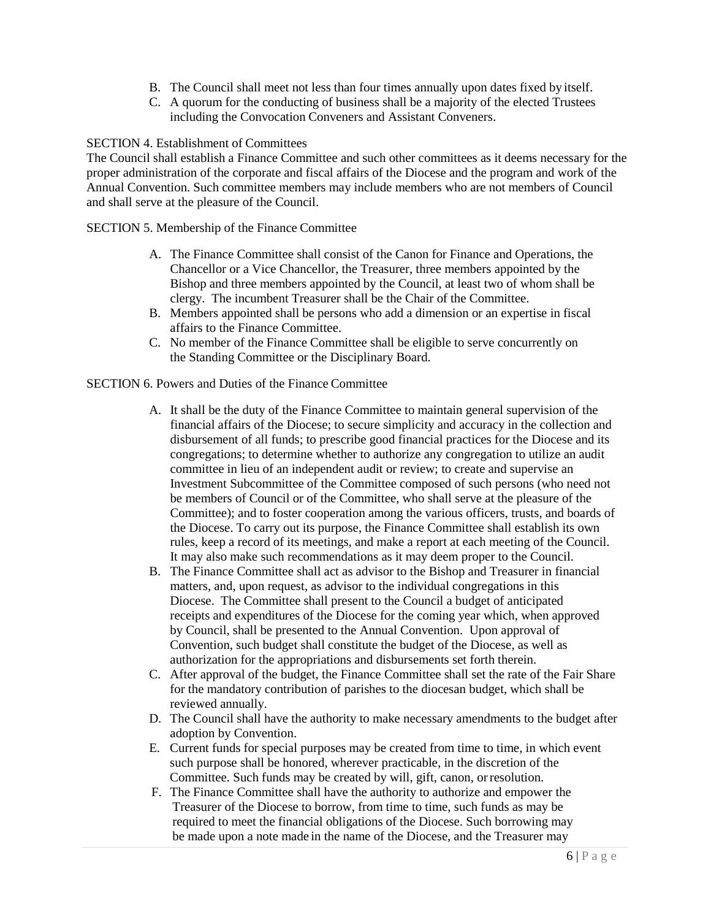B. The Council shall meet not less than four times annually upon dates fixed by itself.
C. A quorum for the conducting of business shall be a majority of the elected Trustees including the Convocation Conveners and Assistant Conveners.

SECTION 4. Establishment of Committees

The Council shall establish a Finance Committee and such other committees as it deems necessary for the proper administration of the corporate and fiscal affairs of the Diocese and the program and work of the Annual Convention. Such committee members may include members who are not members of Council and shall serve at the pleasure of the Council.

SECTION 5. Membership of the Finance Committee

A. The Finance Committee shall consist of the Canon for Finance and Operations, the Chancellor or a Vice Chancellor, the Treasurer, three members appointed by the Bishop and three members appointed by the Council, at least two of whom shall be clergy. The incumbent Treasurer shall be the Chair of the Committee.
B. Members appointed shall be persons who add a dimension or an expertise in fiscal affairs to the Finance Committee.
C. No member of the Finance Committee shall be eligible to serve concurrently on the Standing Committee or the Disciplinary Board.

SECTION 6. Powers and Duties of the Finance Committee

A. It shall be the duty of the Finance Committee to maintain general supervision of the financial affairs of the Diocese; to secure simplicity and accuracy in the collection and disbursement of all funds; to prescribe good financial practices for the Diocese and its congregations; to determine whether to authorize any congregation to utilize an audit committee in lieu of an independent audit or review; to create and supervise an Investment Subcommittee of the Committee composed of such persons (who need not be members of Council or of the Committee, who shall serve at the pleasure of the Committee); and to foster cooperation among the various officers, trusts, and boards of the Diocese. To carry out its purpose, the Finance Committee shall establish its own rules, keep a record of its meetings, and make a report at each meeting of the Council. It may also make such recommendations as it may deem proper to the Council.
B. The Finance Committee shall act as advisor to the Bishop and Treasurer in financial matters, and, upon request, as advisor to the individual congregations in this Diocese. The Committee shall present to the Council a budget of anticipated receipts and expenditures of the Diocese for the coming year which, when approved by Council, shall be presented to the Annual Convention. Upon approval of Convention, such budget shall constitute the budget of the Diocese, as well as authorization for the appropriations and disbursements set forth therein.
C. After approval of the budget, the Finance Committee shall set the rate of the Fair Share for the mandatory contribution of parishes to the diocesan budget, which shall be reviewed annually.
D. The Council shall have the authority to make necessary amendments to the budget after adoption by Convention.
E. Current funds for special purposes may be created from time to time, in which event such purpose shall be honored, wherever practicable, in the discretion of the Committee. Such funds may be created by will, gift, canon, or resolution.
F. The Finance Committee shall have the authority to authorize and empower the Treasurer of the Diocese to borrow, from time to time, such funds as may be required to meet the financial obligations of the Diocese. Such borrowing may be made upon a note made in the name of the Diocese, and the Treasurer may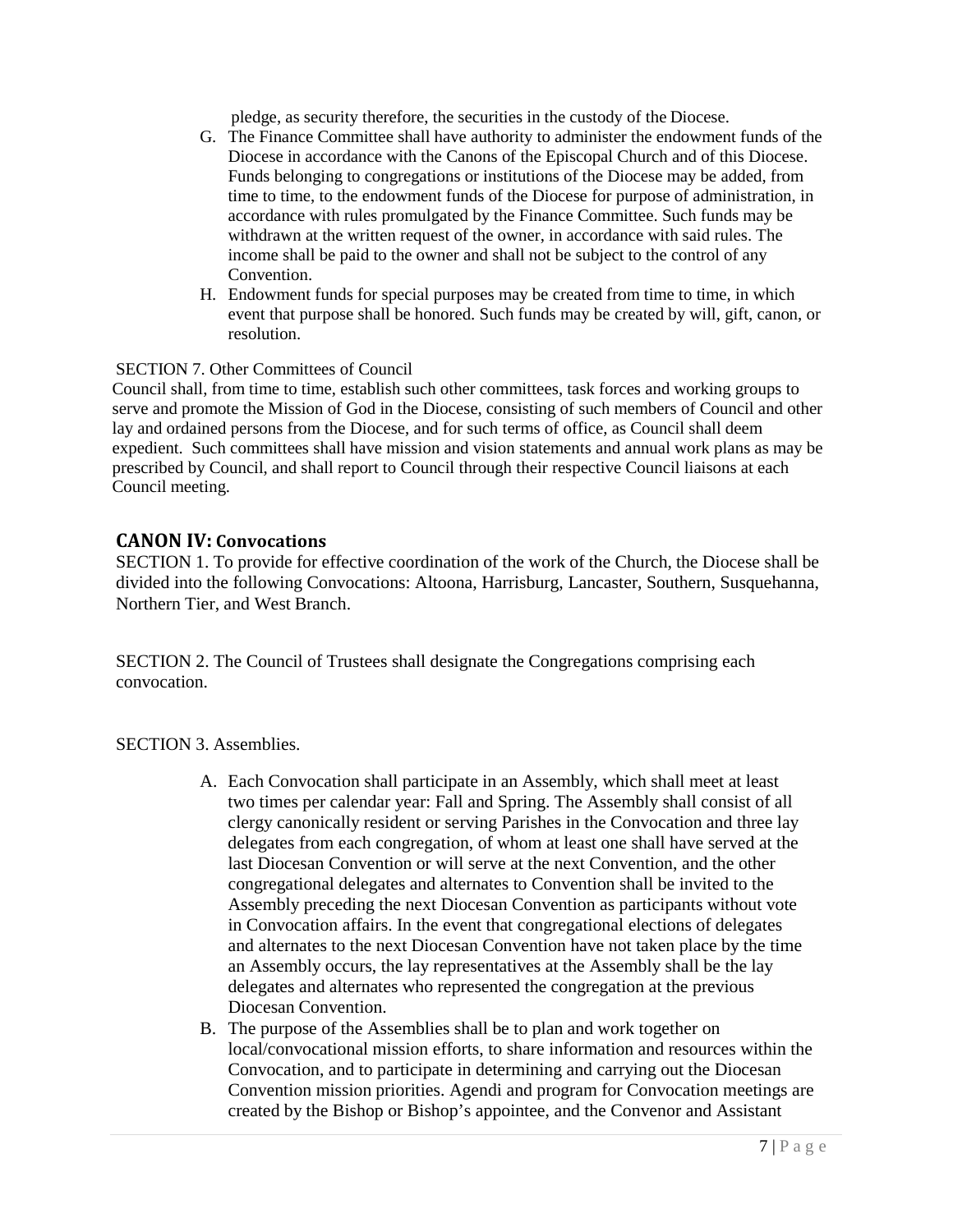pledge, as security therefore, the securities in the custody of the Diocese.

G. The Finance Committee shall have authority to administer the endowment funds of the Diocese in accordance with the Canons of the Episcopal Church and of this Diocese. Funds belonging to congregations or institutions of the Diocese may be added, from time to time, to the endowment funds of the Diocese for purpose of administration, in accordance with rules promulgated by the Finance Committee. Such funds may be withdrawn at the written request of the owner, in accordance with said rules. The income shall be paid to the owner and shall not be subject to the control of any Convention.
H. Endowment funds for special purposes may be created from time to time, in which event that purpose shall be honored. Such funds may be created by will, gift, canon, or resolution.

SECTION 7. Other Committees of Council
Council shall, from time to time, establish such other committees, task forces and working groups to serve and promote the Mission of God in the Diocese, consisting of such members of Council and other lay and ordained persons from the Diocese, and for such terms of office, as Council shall deem expedient. Such committees shall have mission and vision statements and annual work plans as may be prescribed by Council, and shall report to Council through their respective Council liaisons at each Council meeting.

## CANON IV: Convocations

SECTION 1. To provide for effective coordination of the work of the Church, the Diocese shall be divided into the following Convocations: Altoona, Harrisburg, Lancaster, Southern, Susquehanna, Northern Tier, and West Branch.

SECTION 2. The Council of Trustees shall designate the Congregations comprising each convocation.

SECTION 3. Assemblies.

A. Each Convocation shall participate in an Assembly, which shall meet at least two times per calendar year: Fall and Spring. The Assembly shall consist of all clergy canonically resident or serving Parishes in the Convocation and three lay delegates from each congregation, of whom at least one shall have served at the last Diocesan Convention or will serve at the next Convention, and the other congregational delegates and alternates to Convention shall be invited to the Assembly preceding the next Diocesan Convention as participants without vote in Convocation affairs. In the event that congregational elections of delegates and alternates to the next Diocesan Convention have not taken place by the time an Assembly occurs, the lay representatives at the Assembly shall be the lay delegates and alternates who represented the congregation at the previous Diocesan Convention.
B. The purpose of the Assemblies shall be to plan and work together on local/convocational mission efforts, to share information and resources within the Convocation, and to participate in determining and carrying out the Diocesan Convention mission priorities. Agendi and program for Convocation meetings are created by the Bishop or Bishop's appointee, and the Convenor and Assistant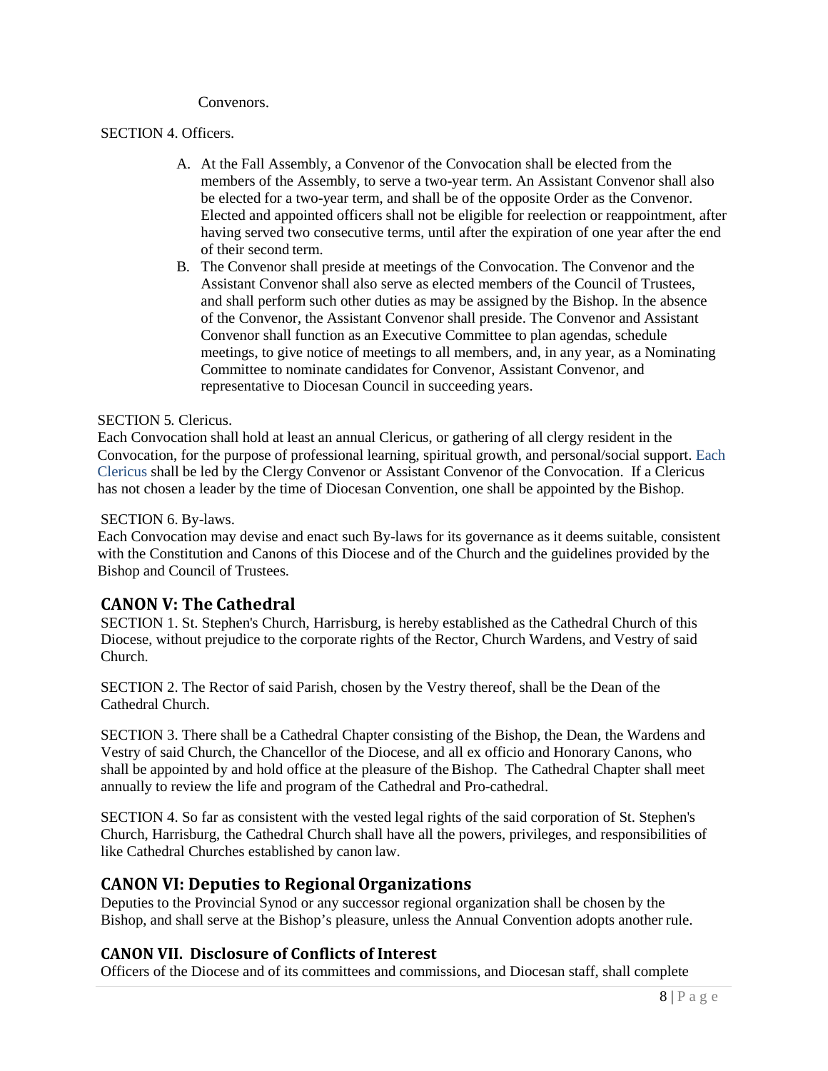Convenors.

SECTION 4. Officers.

A. At the Fall Assembly, a Convenor of the Convocation shall be elected from the members of the Assembly, to serve a two-year term. An Assistant Convenor shall also be elected for a two-year term, and shall be of the opposite Order as the Convenor. Elected and appointed officers shall not be eligible for reelection or reappointment, after having served two consecutive terms, until after the expiration of one year after the end of their second term.
B. The Convenor shall preside at meetings of the Convocation. The Convenor and the Assistant Convenor shall also serve as elected members of the Council of Trustees, and shall perform such other duties as may be assigned by the Bishop. In the absence of the Convenor, the Assistant Convenor shall preside. The Convenor and Assistant Convenor shall function as an Executive Committee to plan agendas, schedule meetings, to give notice of meetings to all members, and, in any year, as a Nominating Committee to nominate candidates for Convenor, Assistant Convenor, and representative to Diocesan Council in succeeding years.

SECTION 5. Clericus.
Each Convocation shall hold at least an annual Clericus, or gathering of all clergy resident in the Convocation, for the purpose of professional learning, spiritual growth, and personal/social support. Each Clericus shall be led by the Clergy Convenor or Assistant Convenor of the Convocation. If a Clericus has not chosen a leader by the time of Diocesan Convention, one shall be appointed by the Bishop.

SECTION 6. By-laws.
Each Convocation may devise and enact such By-laws for its governance as it deems suitable, consistent with the Constitution and Canons of this Diocese and of the Church and the guidelines provided by the Bishop and Council of Trustees.

## CANON V: The Cathedral

SECTION 1. St. Stephen's Church, Harrisburg, is hereby established as the Cathedral Church of this Diocese, without prejudice to the corporate rights of the Rector, Church Wardens, and Vestry of said Church.

SECTION 2. The Rector of said Parish, chosen by the Vestry thereof, shall be the Dean of the Cathedral Church.

SECTION 3. There shall be a Cathedral Chapter consisting of the Bishop, the Dean, the Wardens and Vestry of said Church, the Chancellor of the Diocese, and all ex officio and Honorary Canons, who shall be appointed by and hold office at the pleasure of the Bishop. The Cathedral Chapter shall meet annually to review the life and program of the Cathedral and Pro-cathedral.

SECTION 4. So far as consistent with the vested legal rights of the said corporation of St. Stephen's Church, Harrisburg, the Cathedral Church shall have all the powers, privileges, and responsibilities of like Cathedral Churches established by canon law.

## CANON VI: Deputies to Regional Organizations

Deputies to the Provincial Synod or any successor regional organization shall be chosen by the Bishop, and shall serve at the Bishop's pleasure, unless the Annual Convention adopts another rule.

### CANON VII. Disclosure of Conflicts of Interest

Officers of the Diocese and of its committees and commissions, and Diocesan staff, shall complete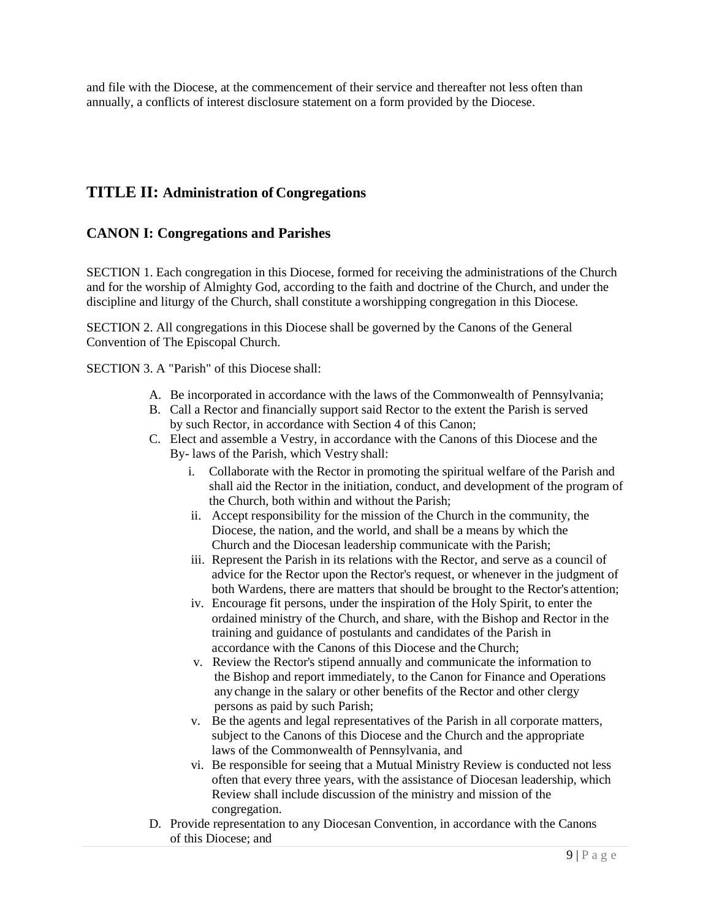and file with the Diocese, at the commencement of their service and thereafter not less often than annually, a conflicts of interest disclosure statement on a form provided by the Diocese.

# TITLE II: Administration of Congregations

## CANON I: Congregations and Parishes

SECTION 1. Each congregation in this Diocese, formed for receiving the administrations of the Church and for the worship of Almighty God, according to the faith and doctrine of the Church, and under the discipline and liturgy of the Church, shall constitute a worshipping congregation in this Diocese.

SECTION 2. All congregations in this Diocese shall be governed by the Canons of the General Convention of The Episcopal Church.

SECTION 3. A "Parish" of this Diocese shall:

A. Be incorporated in accordance with the laws of the Commonwealth of Pennsylvania;
B. Call a Rector and financially support said Rector to the extent the Parish is served by such Rector, in accordance with Section 4 of this Canon;
C. Elect and assemble a Vestry, in accordance with the Canons of this Diocese and the By- laws of the Parish, which Vestry shall:
   i. Collaborate with the Rector in promoting the spiritual welfare of the Parish and shall aid the Rector in the initiation, conduct, and development of the program of the Church, both within and without the Parish;
   ii. Accept responsibility for the mission of the Church in the community, the Diocese, the nation, and the world, and shall be a means by which the Church and the Diocesan leadership communicate with the Parish;
   iii. Represent the Parish in its relations with the Rector, and serve as a council of advice for the Rector upon the Rector's request, or whenever in the judgment of both Wardens, there are matters that should be brought to the Rector's attention;
   iv. Encourage fit persons, under the inspiration of the Holy Spirit, to enter the ordained ministry of the Church, and share, with the Bishop and Rector in the training and guidance of postulants and candidates of the Parish in accordance with the Canons of this Diocese and the Church;
   v. Review the Rector's stipend annually and communicate the information to the Bishop and report immediately, to the Canon for Finance and Operations any change in the salary or other benefits of the Rector and other clergy persons as paid by such Parish;
   v. Be the agents and legal representatives of the Parish in all corporate matters, subject to the Canons of this Diocese and the Church and the appropriate laws of the Commonwealth of Pennsylvania, and
   vi. Be responsible for seeing that a Mutual Ministry Review is conducted not less often that every three years, with the assistance of Diocesan leadership, which Review shall include discussion of the ministry and mission of the congregation.
D. Provide representation to any Diocesan Convention, in accordance with the Canons of this Diocese; and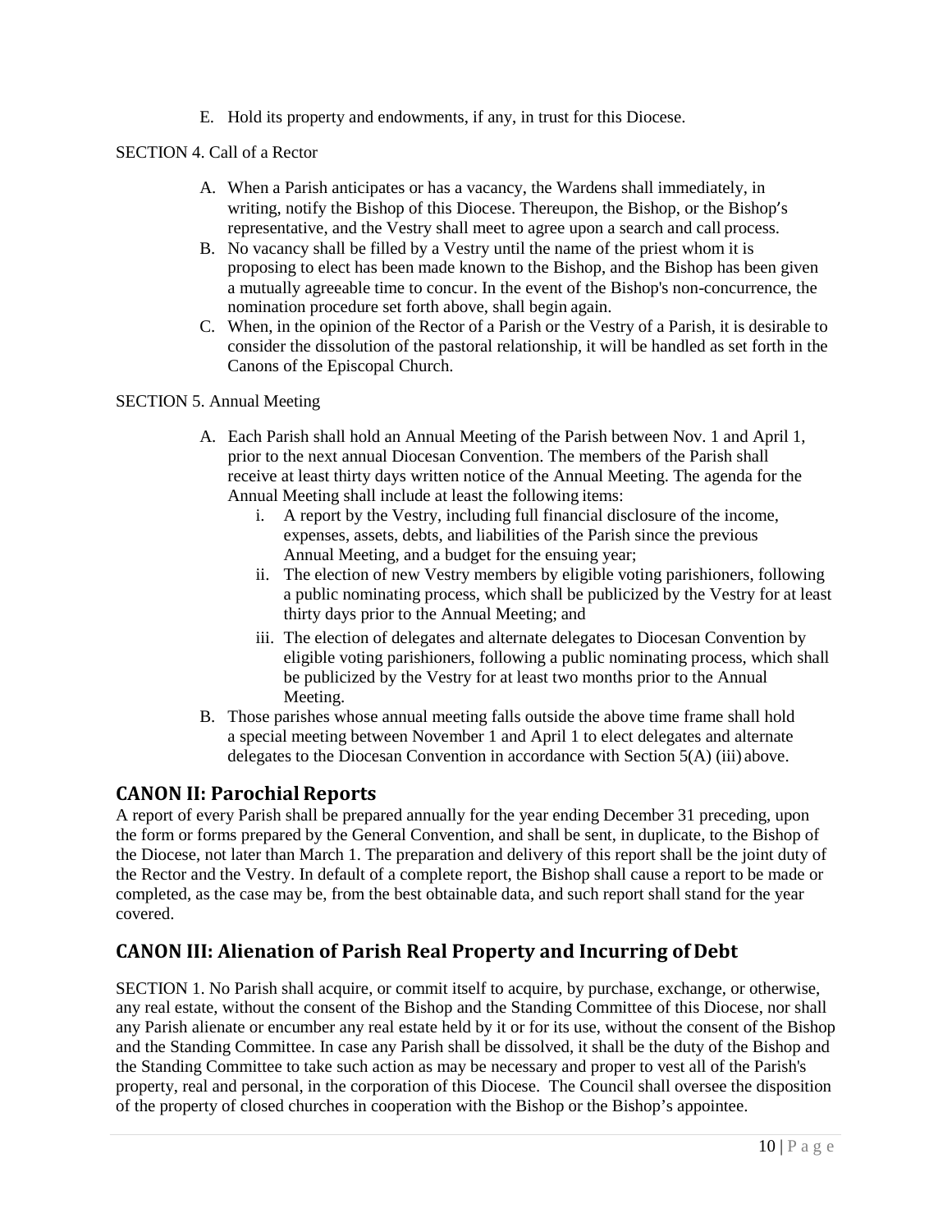E. Hold its property and endowments, if any, in trust for this Diocese.

SECTION 4. Call of a Rector

A. When a Parish anticipates or has a vacancy, the Wardens shall immediately, in writing, notify the Bishop of this Diocese. Thereupon, the Bishop, or the Bishop's representative, and the Vestry shall meet to agree upon a search and call process.
B. No vacancy shall be filled by a Vestry until the name of the priest whom it is proposing to elect has been made known to the Bishop, and the Bishop has been given a mutually agreeable time to concur. In the event of the Bishop's non-concurrence, the nomination procedure set forth above, shall begin again.
C. When, in the opinion of the Rector of a Parish or the Vestry of a Parish, it is desirable to consider the dissolution of the pastoral relationship, it will be handled as set forth in the Canons of the Episcopal Church.

SECTION 5. Annual Meeting

A. Each Parish shall hold an Annual Meeting of the Parish between Nov. 1 and April 1, prior to the next annual Diocesan Convention. The members of the Parish shall receive at least thirty days written notice of the Annual Meeting. The agenda for the Annual Meeting shall include at least the following items:
   i. A report by the Vestry, including full financial disclosure of the income, expenses, assets, debts, and liabilities of the Parish since the previous Annual Meeting, and a budget for the ensuing year;
   ii. The election of new Vestry members by eligible voting parishioners, following a public nominating process, which shall be publicized by the Vestry for at least thirty days prior to the Annual Meeting; and
   iii. The election of delegates and alternate delegates to Diocesan Convention by eligible voting parishioners, following a public nominating process, which shall be publicized by the Vestry for at least two months prior to the Annual Meeting.
B. Those parishes whose annual meeting falls outside the above time frame shall hold a special meeting between November 1 and April 1 to elect delegates and alternate delegates to the Diocesan Convention in accordance with Section 5(A) (iii) above.

## CANON II: Parochial Reports

A report of every Parish shall be prepared annually for the year ending December 31 preceding, upon the form or forms prepared by the General Convention, and shall be sent, in duplicate, to the Bishop of the Diocese, not later than March 1. The preparation and delivery of this report shall be the joint duty of the Rector and the Vestry. In default of a complete report, the Bishop shall cause a report to be made or completed, as the case may be, from the best obtainable data, and such report shall stand for the year covered.

## CANON III: Alienation of Parish Real Property and Incurring of Debt

SECTION 1. No Parish shall acquire, or commit itself to acquire, by purchase, exchange, or otherwise, any real estate, without the consent of the Bishop and the Standing Committee of this Diocese, nor shall any Parish alienate or encumber any real estate held by it or for its use, without the consent of the Bishop and the Standing Committee. In case any Parish shall be dissolved, it shall be the duty of the Bishop and the Standing Committee to take such action as may be necessary and proper to vest all of the Parish's property, real and personal, in the corporation of this Diocese. The Council shall oversee the disposition of the property of closed churches in cooperation with the Bishop or the Bishop's appointee.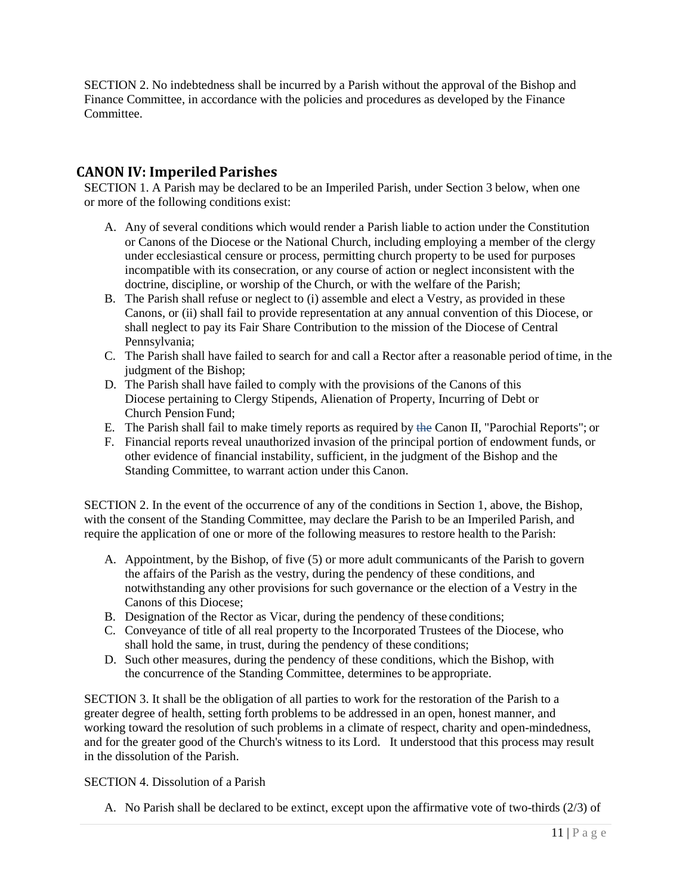SECTION 2. No indebtedness shall be incurred by a Parish without the approval of the Bishop and Finance Committee, in accordance with the policies and procedures as developed by the Finance Committee.

## CANON IV: Imperiled Parishes

SECTION 1. A Parish may be declared to be an Imperiled Parish, under Section 3 below, when one or more of the following conditions exist:

A. Any of several conditions which would render a Parish liable to action under the Constitution or Canons of the Diocese or the National Church, including employing a member of the clergy under ecclesiastical censure or process, permitting church property to be used for purposes incompatible with its consecration, or any course of action or neglect inconsistent with the doctrine, discipline, or worship of the Church, or with the welfare of the Parish;
B. The Parish shall refuse or neglect to (i) assemble and elect a Vestry, as provided in these Canons, or (ii) shall fail to provide representation at any annual convention of this Diocese, or shall neglect to pay its Fair Share Contribution to the mission of the Diocese of Central Pennsylvania;
C. The Parish shall have failed to search for and call a Rector after a reasonable period of time, in the judgment of the Bishop;
D. The Parish shall have failed to comply with the provisions of the Canons of this Diocese pertaining to Clergy Stipends, Alienation of Property, Incurring of Debt or Church Pension Fund;
E. The Parish shall fail to make timely reports as required by ~~the~~ Canon II, "Parochial Reports"; or
F. Financial reports reveal unauthorized invasion of the principal portion of endowment funds, or other evidence of financial instability, sufficient, in the judgment of the Bishop and the Standing Committee, to warrant action under this Canon.

SECTION 2. In the event of the occurrence of any of the conditions in Section 1, above, the Bishop, with the consent of the Standing Committee, may declare the Parish to be an Imperiled Parish, and require the application of one or more of the following measures to restore health to the Parish:

A. Appointment, by the Bishop, of five (5) or more adult communicants of the Parish to govern the affairs of the Parish as the vestry, during the pendency of these conditions, and notwithstanding any other provisions for such governance or the election of a Vestry in the Canons of this Diocese;
B. Designation of the Rector as Vicar, during the pendency of these conditions;
C. Conveyance of title of all real property to the Incorporated Trustees of the Diocese, who shall hold the same, in trust, during the pendency of these conditions;
D. Such other measures, during the pendency of these conditions, which the Bishop, with the concurrence of the Standing Committee, determines to be appropriate.

SECTION 3. It shall be the obligation of all parties to work for the restoration of the Parish to a greater degree of health, setting forth problems to be addressed in an open, honest manner, and working toward the resolution of such problems in a climate of respect, charity and open-mindedness, and for the greater good of the Church's witness to its Lord. It understood that this process may result in the dissolution of the Parish.

SECTION 4. Dissolution of a Parish

A. No Parish shall be declared to be extinct, except upon the affirmative vote of two-thirds (2/3) of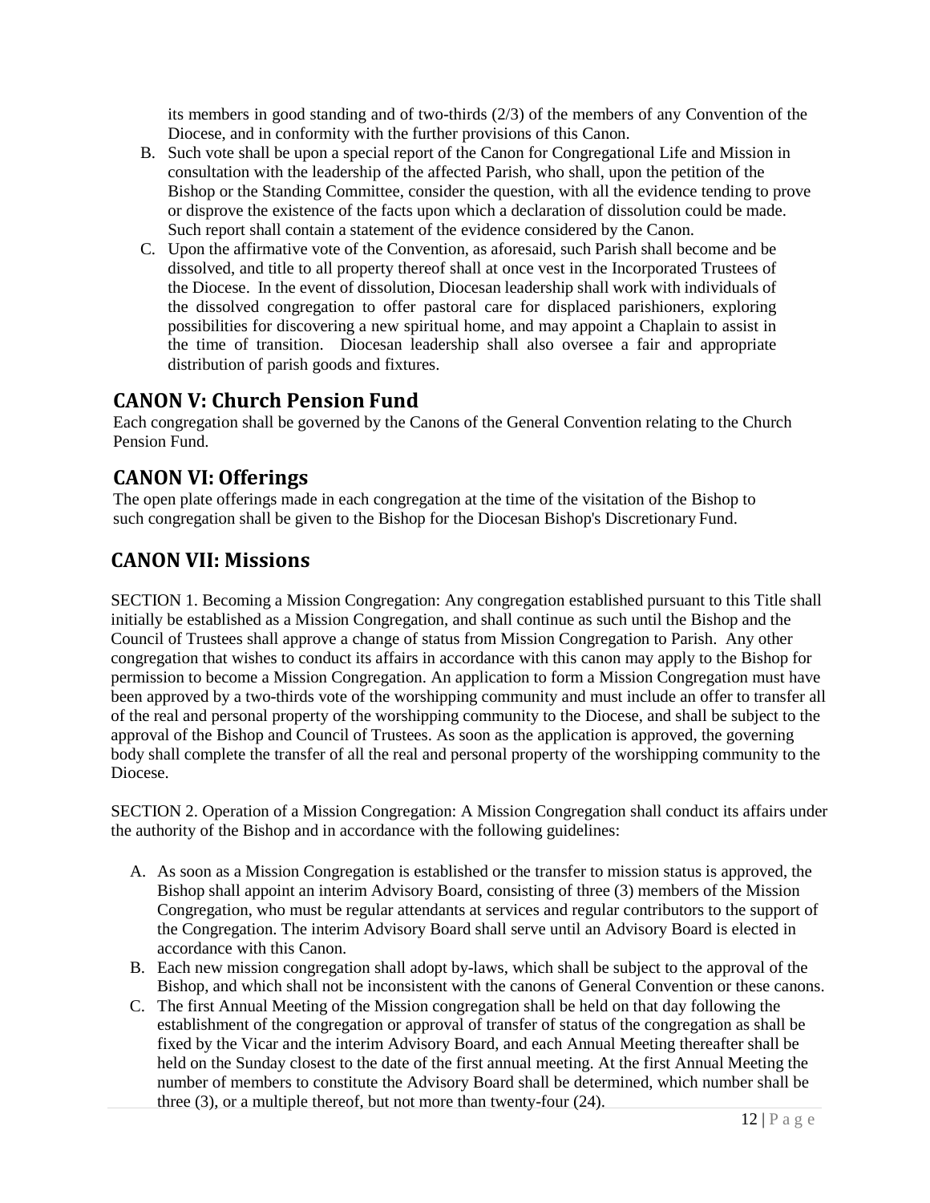its members in good standing and of two-thirds (2/3) of the members of any Convention of the Diocese, and in conformity with the further provisions of this Canon.

B. Such vote shall be upon a special report of the Canon for Congregational Life and Mission in consultation with the leadership of the affected Parish, who shall, upon the petition of the Bishop or the Standing Committee, consider the question, with all the evidence tending to prove or disprove the existence of the facts upon which a declaration of dissolution could be made. Such report shall contain a statement of the evidence considered by the Canon.
C. Upon the affirmative vote of the Convention, as aforesaid, such Parish shall become and be dissolved, and title to all property thereof shall at once vest in the Incorporated Trustees of the Diocese. In the event of dissolution, Diocesan leadership shall work with individuals of the dissolved congregation to offer pastoral care for displaced parishioners, exploring possibilities for discovering a new spiritual home, and may appoint a Chaplain to assist in the time of transition. Diocesan leadership shall also oversee a fair and appropriate distribution of parish goods and fixtures.

## CANON V: Church Pension Fund

Each congregation shall be governed by the Canons of the General Convention relating to the Church Pension Fund.

## CANON VI: Offerings

The open plate offerings made in each congregation at the time of the visitation of the Bishop to such congregation shall be given to the Bishop for the Diocesan Bishop's Discretionary Fund.

## CANON VII: Missions

SECTION 1. Becoming a Mission Congregation: Any congregation established pursuant to this Title shall initially be established as a Mission Congregation, and shall continue as such until the Bishop and the Council of Trustees shall approve a change of status from Mission Congregation to Parish. Any other congregation that wishes to conduct its affairs in accordance with this canon may apply to the Bishop for permission to become a Mission Congregation. An application to form a Mission Congregation must have been approved by a two-thirds vote of the worshipping community and must include an offer to transfer all of the real and personal property of the worshipping community to the Diocese, and shall be subject to the approval of the Bishop and Council of Trustees. As soon as the application is approved, the governing body shall complete the transfer of all the real and personal property of the worshipping community to the Diocese.

SECTION 2. Operation of a Mission Congregation: A Mission Congregation shall conduct its affairs under the authority of the Bishop and in accordance with the following guidelines:

A. As soon as a Mission Congregation is established or the transfer to mission status is approved, the Bishop shall appoint an interim Advisory Board, consisting of three (3) members of the Mission Congregation, who must be regular attendants at services and regular contributors to the support of the Congregation. The interim Advisory Board shall serve until an Advisory Board is elected in accordance with this Canon.
B. Each new mission congregation shall adopt by-laws, which shall be subject to the approval of the Bishop, and which shall not be inconsistent with the canons of General Convention or these canons.
C. The first Annual Meeting of the Mission congregation shall be held on that day following the establishment of the congregation or approval of transfer of status of the congregation as shall be fixed by the Vicar and the interim Advisory Board, and each Annual Meeting thereafter shall be held on the Sunday closest to the date of the first annual meeting. At the first Annual Meeting the number of members to constitute the Advisory Board shall be determined, which number shall be three (3), or a multiple thereof, but not more than twenty-four (24).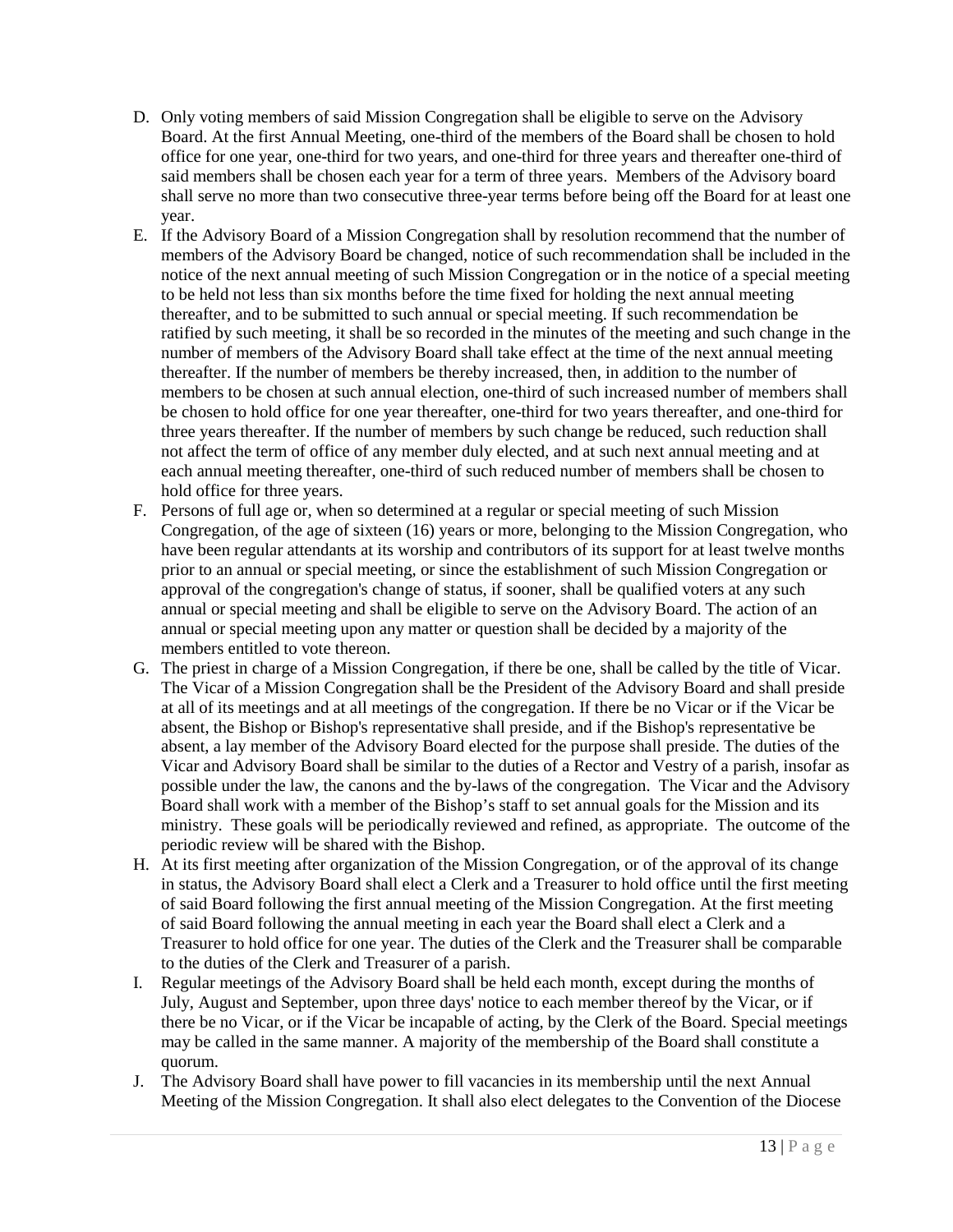D. Only voting members of said Mission Congregation shall be eligible to serve on the Advisory Board. At the first Annual Meeting, one-third of the members of the Board shall be chosen to hold office for one year, one-third for two years, and one-third for three years and thereafter one-third of said members shall be chosen each year for a term of three years. Members of the Advisory board shall serve no more than two consecutive three-year terms before being off the Board for at least one year.

E. If the Advisory Board of a Mission Congregation shall by resolution recommend that the number of members of the Advisory Board be changed, notice of such recommendation shall be included in the notice of the next annual meeting of such Mission Congregation or in the notice of a special meeting to be held not less than six months before the time fixed for holding the next annual meeting thereafter, and to be submitted to such annual or special meeting. If such recommendation be ratified by such meeting, it shall be so recorded in the minutes of the meeting and such change in the number of members of the Advisory Board shall take effect at the time of the next annual meeting thereafter. If the number of members be thereby increased, then, in addition to the number of members to be chosen at such annual election, one-third of such increased number of members shall be chosen to hold office for one year thereafter, one-third for two years thereafter, and one-third for three years thereafter. If the number of members by such change be reduced, such reduction shall not affect the term of office of any member duly elected, and at such next annual meeting and at each annual meeting thereafter, one-third of such reduced number of members shall be chosen to hold office for three years.

F. Persons of full age or, when so determined at a regular or special meeting of such Mission Congregation, of the age of sixteen (16) years or more, belonging to the Mission Congregation, who have been regular attendants at its worship and contributors of its support for at least twelve months prior to an annual or special meeting, or since the establishment of such Mission Congregation or approval of the congregation's change of status, if sooner, shall be qualified voters at any such annual or special meeting and shall be eligible to serve on the Advisory Board. The action of an annual or special meeting upon any matter or question shall be decided by a majority of the members entitled to vote thereon.

G. The priest in charge of a Mission Congregation, if there be one, shall be called by the title of Vicar. The Vicar of a Mission Congregation shall be the President of the Advisory Board and shall preside at all of its meetings and at all meetings of the congregation. If there be no Vicar or if the Vicar be absent, the Bishop or Bishop's representative shall preside, and if the Bishop's representative be absent, a lay member of the Advisory Board elected for the purpose shall preside. The duties of the Vicar and Advisory Board shall be similar to the duties of a Rector and Vestry of a parish, insofar as possible under the law, the canons and the by-laws of the congregation. The Vicar and the Advisory Board shall work with a member of the Bishop's staff to set annual goals for the Mission and its ministry. These goals will be periodically reviewed and refined, as appropriate. The outcome of the periodic review will be shared with the Bishop.

H. At its first meeting after organization of the Mission Congregation, or of the approval of its change in status, the Advisory Board shall elect a Clerk and a Treasurer to hold office until the first meeting of said Board following the first annual meeting of the Mission Congregation. At the first meeting of said Board following the annual meeting in each year the Board shall elect a Clerk and a Treasurer to hold office for one year. The duties of the Clerk and the Treasurer shall be comparable to the duties of the Clerk and Treasurer of a parish.

I. Regular meetings of the Advisory Board shall be held each month, except during the months of July, August and September, upon three days' notice to each member thereof by the Vicar, or if there be no Vicar, or if the Vicar be incapable of acting, by the Clerk of the Board. Special meetings may be called in the same manner. A majority of the membership of the Board shall constitute a quorum.

J. The Advisory Board shall have power to fill vacancies in its membership until the next Annual Meeting of the Mission Congregation. It shall also elect delegates to the Convention of the Diocese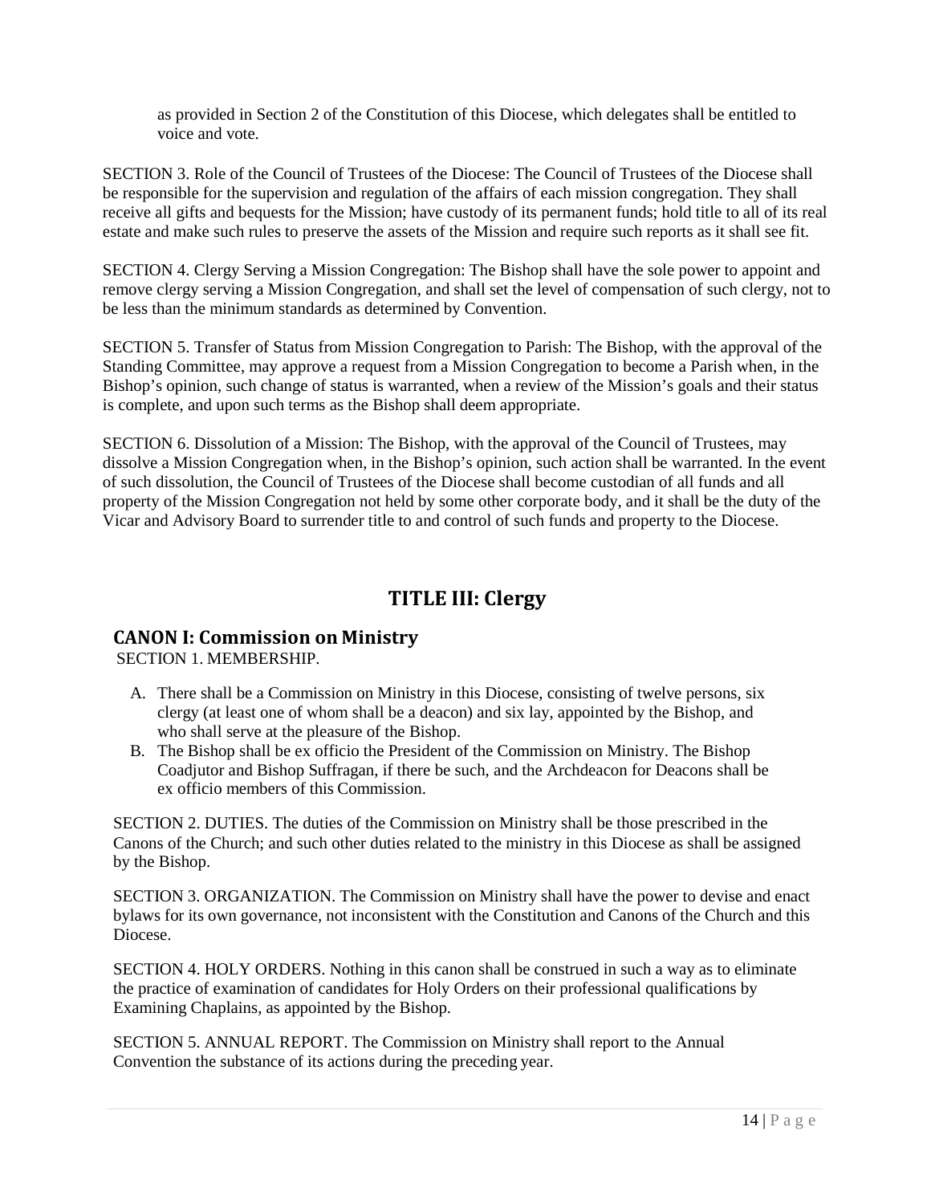as provided in Section 2 of the Constitution of this Diocese, which delegates shall be entitled to voice and vote.

SECTION 3. Role of the Council of Trustees of the Diocese: The Council of Trustees of the Diocese shall be responsible for the supervision and regulation of the affairs of each mission congregation. They shall receive all gifts and bequests for the Mission; have custody of its permanent funds; hold title to all of its real estate and make such rules to preserve the assets of the Mission and require such reports as it shall see fit.

SECTION 4. Clergy Serving a Mission Congregation: The Bishop shall have the sole power to appoint and remove clergy serving a Mission Congregation, and shall set the level of compensation of such clergy, not to be less than the minimum standards as determined by Convention.

SECTION 5. Transfer of Status from Mission Congregation to Parish: The Bishop, with the approval of the Standing Committee, may approve a request from a Mission Congregation to become a Parish when, in the Bishop's opinion, such change of status is warranted, when a review of the Mission's goals and their status is complete, and upon such terms as the Bishop shall deem appropriate.

SECTION 6. Dissolution of a Mission: The Bishop, with the approval of the Council of Trustees, may dissolve a Mission Congregation when, in the Bishop's opinion, such action shall be warranted. In the event of such dissolution, the Council of Trustees of the Diocese shall become custodian of all funds and all property of the Mission Congregation not held by some other corporate body, and it shall be the duty of the Vicar and Advisory Board to surrender title to and control of such funds and property to the Diocese.

# TITLE III: Clergy

## CANON I: Commission on Ministry

SECTION 1. MEMBERSHIP.

A. There shall be a Commission on Ministry in this Diocese, consisting of twelve persons, six clergy (at least one of whom shall be a deacon) and six lay, appointed by the Bishop, and who shall serve at the pleasure of the Bishop.
B. The Bishop shall be ex officio the President of the Commission on Ministry. The Bishop Coadjutor and Bishop Suffragan, if there be such, and the Archdeacon for Deacons shall be ex officio members of this Commission.

SECTION 2. DUTIES. The duties of the Commission on Ministry shall be those prescribed in the Canons of the Church; and such other duties related to the ministry in this Diocese as shall be assigned by the Bishop.

SECTION 3. ORGANIZATION. The Commission on Ministry shall have the power to devise and enact bylaws for its own governance, not inconsistent with the Constitution and Canons of the Church and this Diocese.

SECTION 4. HOLY ORDERS. Nothing in this canon shall be construed in such a way as to eliminate the practice of examination of candidates for Holy Orders on their professional qualifications by Examining Chaplains, as appointed by the Bishop.

SECTION 5. ANNUAL REPORT. The Commission on Ministry shall report to the Annual Convention the substance of its actions during the preceding year.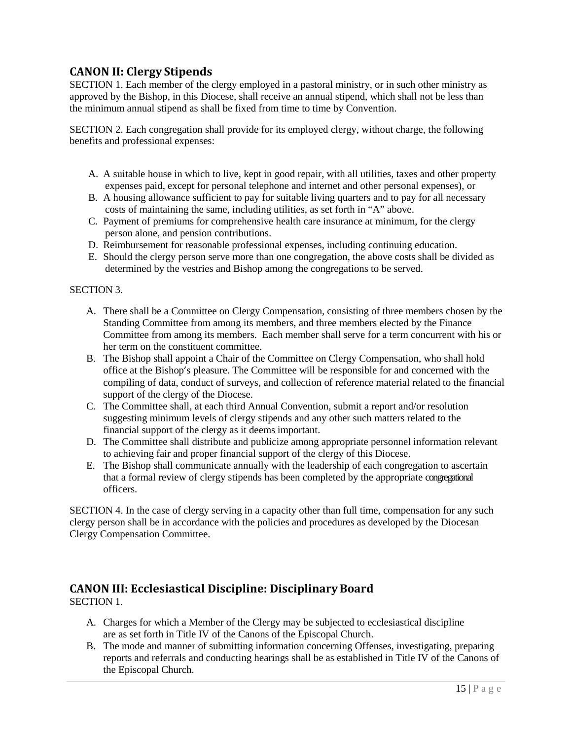## CANON II: Clergy Stipends

SECTION 1. Each member of the clergy employed in a pastoral ministry, or in such other ministry as approved by the Bishop, in this Diocese, shall receive an annual stipend, which shall not be less than the minimum annual stipend as shall be fixed from time to time by Convention.

SECTION 2. Each congregation shall provide for its employed clergy, without charge, the following benefits and professional expenses:

A. A suitable house in which to live, kept in good repair, with all utilities, taxes and other property expenses paid, except for personal telephone and internet and other personal expenses), or
B. A housing allowance sufficient to pay for suitable living quarters and to pay for all necessary costs of maintaining the same, including utilities, as set forth in "A" above.
C. Payment of premiums for comprehensive health care insurance at minimum, for the clergy person alone, and pension contributions.
D. Reimbursement for reasonable professional expenses, including continuing education.
E. Should the clergy person serve more than one congregation, the above costs shall be divided as determined by the vestries and Bishop among the congregations to be served.

SECTION 3.

A. There shall be a Committee on Clergy Compensation, consisting of three members chosen by the Standing Committee from among its members, and three members elected by the Finance Committee from among its members. Each member shall serve for a term concurrent with his or her term on the constituent committee.
B. The Bishop shall appoint a Chair of the Committee on Clergy Compensation, who shall hold office at the Bishop's pleasure. The Committee will be responsible for and concerned with the compiling of data, conduct of surveys, and collection of reference material related to the financial support of the clergy of the Diocese.
C. The Committee shall, at each third Annual Convention, submit a report and/or resolution suggesting minimum levels of clergy stipends and any other such matters related to the financial support of the clergy as it deems important.
D. The Committee shall distribute and publicize among appropriate personnel information relevant to achieving fair and proper financial support of the clergy of this Diocese.
E. The Bishop shall communicate annually with the leadership of each congregation to ascertain that a formal review of clergy stipends has been completed by the appropriate congregational officers.

SECTION 4. In the case of clergy serving in a capacity other than full time, compensation for any such clergy person shall be in accordance with the policies and procedures as developed by the Diocesan Clergy Compensation Committee.

## CANON III: Ecclesiastical Discipline: Disciplinary Board

SECTION 1.

A. Charges for which a Member of the Clergy may be subjected to ecclesiastical discipline are as set forth in Title IV of the Canons of the Episcopal Church.
B. The mode and manner of submitting information concerning Offenses, investigating, preparing reports and referrals and conducting hearings shall be as established in Title IV of the Canons of the Episcopal Church.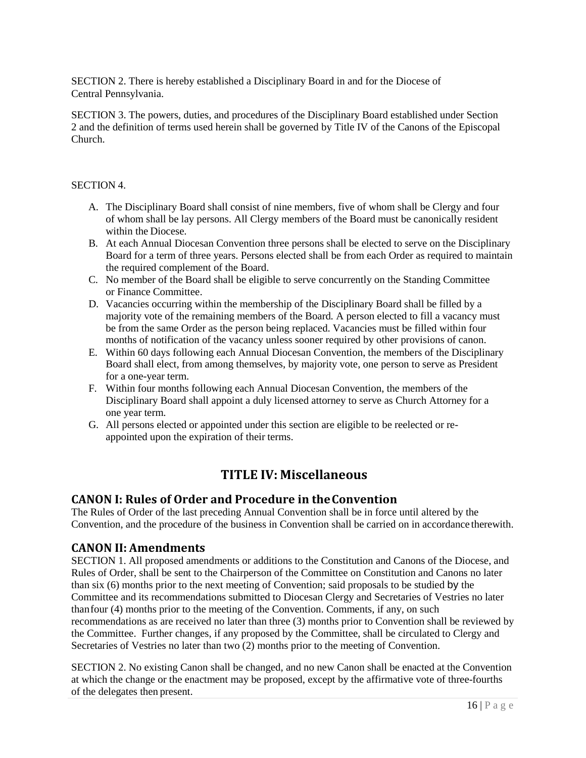SECTION 2. There is hereby established a Disciplinary Board in and for the Diocese of Central Pennsylvania.

SECTION 3. The powers, duties, and procedures of the Disciplinary Board established under Section 2 and the definition of terms used herein shall be governed by Title IV of the Canons of the Episcopal Church.

SECTION 4.

A. The Disciplinary Board shall consist of nine members, five of whom shall be Clergy and four of whom shall be lay persons. All Clergy members of the Board must be canonically resident within the Diocese.
B. At each Annual Diocesan Convention three persons shall be elected to serve on the Disciplinary Board for a term of three years. Persons elected shall be from each Order as required to maintain the required complement of the Board.
C. No member of the Board shall be eligible to serve concurrently on the Standing Committee or Finance Committee.
D. Vacancies occurring within the membership of the Disciplinary Board shall be filled by a majority vote of the remaining members of the Board. A person elected to fill a vacancy must be from the same Order as the person being replaced. Vacancies must be filled within four months of notification of the vacancy unless sooner required by other provisions of canon.
E. Within 60 days following each Annual Diocesan Convention, the members of the Disciplinary Board shall elect, from among themselves, by majority vote, one person to serve as President for a one-year term.
F. Within four months following each Annual Diocesan Convention, the members of the Disciplinary Board shall appoint a duly licensed attorney to serve as Church Attorney for a one year term.
G. All persons elected or appointed under this section are eligible to be reelected or re-appointed upon the expiration of their terms.

# TITLE IV: Miscellaneous

## CANON I: Rules of Order and Procedure in the Convention

The Rules of Order of the last preceding Annual Convention shall be in force until altered by the Convention, and the procedure of the business in Convention shall be carried on in accordance therewith.

## CANON II: Amendments

SECTION 1. All proposed amendments or additions to the Constitution and Canons of the Diocese, and Rules of Order, shall be sent to the Chairperson of the Committee on Constitution and Canons no later than six (6) months prior to the next meeting of Convention; said proposals to be studied by the Committee and its recommendations submitted to Diocesan Clergy and Secretaries of Vestries no later than four (4) months prior to the meeting of the Convention. Comments, if any, on such recommendations as are received no later than three (3) months prior to Convention shall be reviewed by the Committee. Further changes, if any proposed by the Committee, shall be circulated to Clergy and Secretaries of Vestries no later than two (2) months prior to the meeting of Convention.

SECTION 2. No existing Canon shall be changed, and no new Canon shall be enacted at the Convention at which the change or the enactment may be proposed, except by the affirmative vote of three-fourths of the delegates then present.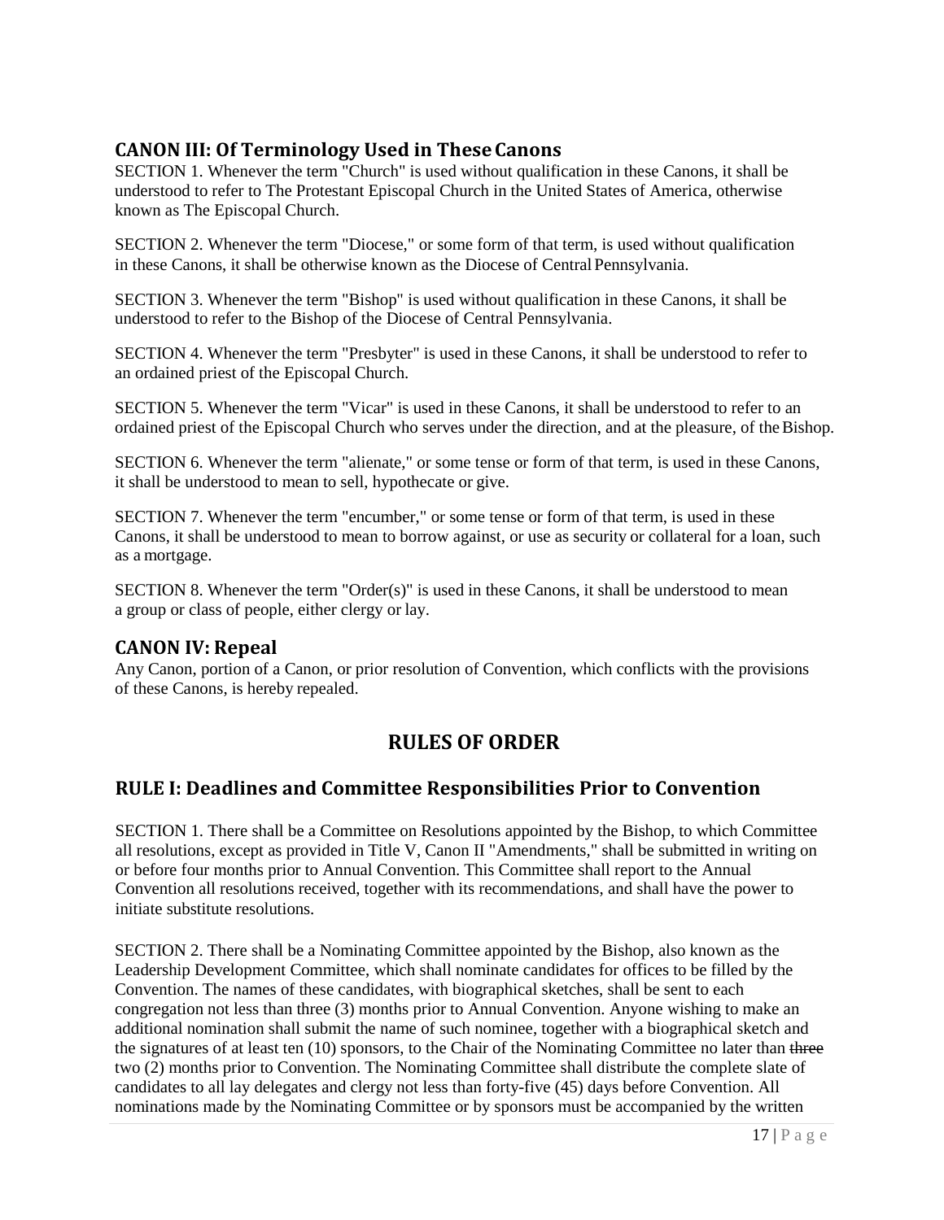## CANON III: Of Terminology Used in These Canons

SECTION 1. Whenever the term "Church" is used without qualification in these Canons, it shall be understood to refer to The Protestant Episcopal Church in the United States of America, otherwise known as The Episcopal Church.

SECTION 2. Whenever the term "Diocese," or some form of that term, is used without qualification in these Canons, it shall be otherwise known as the Diocese of Central Pennsylvania.

SECTION 3. Whenever the term "Bishop" is used without qualification in these Canons, it shall be understood to refer to the Bishop of the Diocese of Central Pennsylvania.

SECTION 4. Whenever the term "Presbyter" is used in these Canons, it shall be understood to refer to an ordained priest of the Episcopal Church.

SECTION 5. Whenever the term "Vicar" is used in these Canons, it shall be understood to refer to an ordained priest of the Episcopal Church who serves under the direction, and at the pleasure, of the Bishop.

SECTION 6. Whenever the term "alienate," or some tense or form of that term, is used in these Canons, it shall be understood to mean to sell, hypothecate or give.

SECTION 7. Whenever the term "encumber," or some tense or form of that term, is used in these Canons, it shall be understood to mean to borrow against, or use as security or collateral for a loan, such as a mortgage.

SECTION 8. Whenever the term "Order(s)" is used in these Canons, it shall be understood to mean a group or class of people, either clergy or lay.

## CANON IV: Repeal

Any Canon, portion of a Canon, or prior resolution of Convention, which conflicts with the provisions of these Canons, is hereby repealed.

# RULES OF ORDER

## RULE I: Deadlines and Committee Responsibilities Prior to Convention

SECTION 1. There shall be a Committee on Resolutions appointed by the Bishop, to which Committee all resolutions, except as provided in Title V, Canon II "Amendments," shall be submitted in writing on or before four months prior to Annual Convention. This Committee shall report to the Annual Convention all resolutions received, together with its recommendations, and shall have the power to initiate substitute resolutions.

SECTION 2. There shall be a Nominating Committee appointed by the Bishop, also known as the Leadership Development Committee, which shall nominate candidates for offices to be filled by the Convention. The names of these candidates, with biographical sketches, shall be sent to each congregation not less than three (3) months prior to Annual Convention. Anyone wishing to make an additional nomination shall submit the name of such nominee, together with a biographical sketch and the signatures of at least ten (10) sponsors, to the Chair of the Nominating Committee no later than ~~three~~ two (2) months prior to Convention. The Nominating Committee shall distribute the complete slate of candidates to all lay delegates and clergy not less than forty-five (45) days before Convention. All nominations made by the Nominating Committee or by sponsors must be accompanied by the written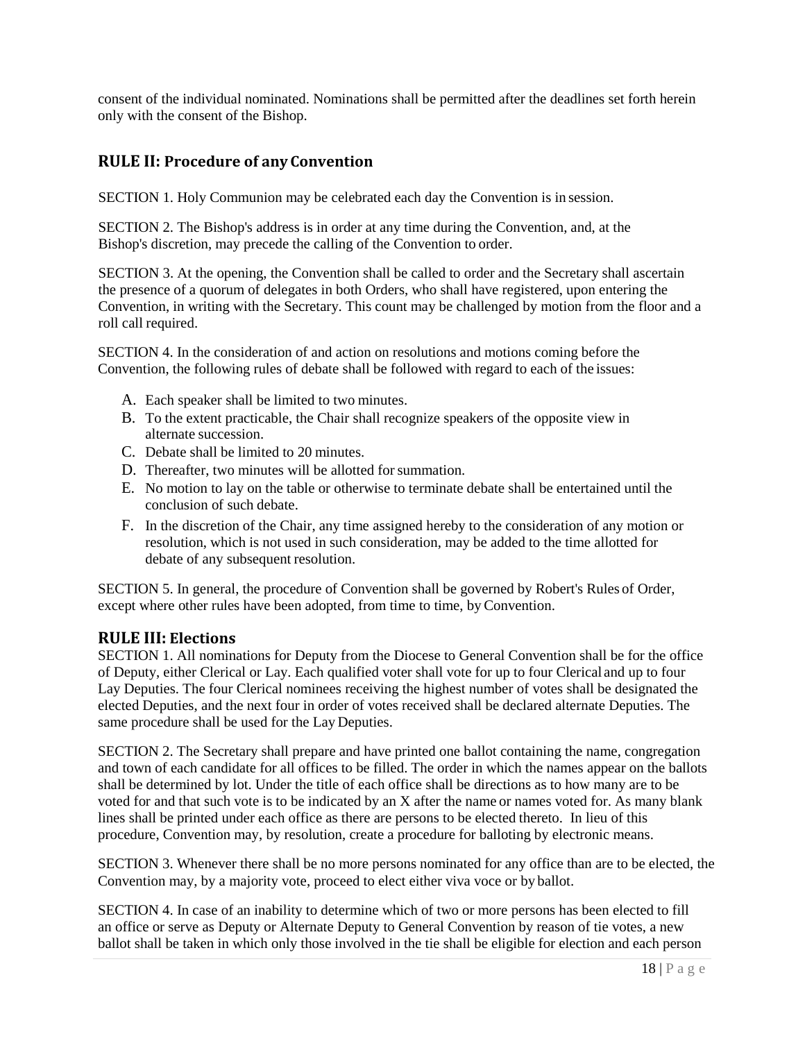consent of the individual nominated. Nominations shall be permitted after the deadlines set forth herein only with the consent of the Bishop.

## RULE II: Procedure of any Convention

SECTION 1. Holy Communion may be celebrated each day the Convention is in session.

SECTION 2. The Bishop's address is in order at any time during the Convention, and, at the Bishop's discretion, may precede the calling of the Convention to order.

SECTION 3. At the opening, the Convention shall be called to order and the Secretary shall ascertain the presence of a quorum of delegates in both Orders, who shall have registered, upon entering the Convention, in writing with the Secretary. This count may be challenged by motion from the floor and a roll call required.

SECTION 4. In the consideration of and action on resolutions and motions coming before the Convention, the following rules of debate shall be followed with regard to each of the issues:

A. Each speaker shall be limited to two minutes.
B. To the extent practicable, the Chair shall recognize speakers of the opposite view in alternate succession.
C. Debate shall be limited to 20 minutes.
D. Thereafter, two minutes will be allotted for summation.
E. No motion to lay on the table or otherwise to terminate debate shall be entertained until the conclusion of such debate.
F. In the discretion of the Chair, any time assigned hereby to the consideration of any motion or resolution, which is not used in such consideration, may be added to the time allotted for debate of any subsequent resolution.

SECTION 5. In general, the procedure of Convention shall be governed by Robert's Rules of Order, except where other rules have been adopted, from time to time, by Convention.

## RULE III: Elections

SECTION 1. All nominations for Deputy from the Diocese to General Convention shall be for the office of Deputy, either Clerical or Lay. Each qualified voter shall vote for up to four Clerical and up to four Lay Deputies. The four Clerical nominees receiving the highest number of votes shall be designated the elected Deputies, and the next four in order of votes received shall be declared alternate Deputies. The same procedure shall be used for the Lay Deputies.

SECTION 2. The Secretary shall prepare and have printed one ballot containing the name, congregation and town of each candidate for all offices to be filled. The order in which the names appear on the ballots shall be determined by lot. Under the title of each office shall be directions as to how many are to be voted for and that such vote is to be indicated by an X after the name or names voted for. As many blank lines shall be printed under each office as there are persons to be elected thereto. In lieu of this procedure, Convention may, by resolution, create a procedure for balloting by electronic means.

SECTION 3. Whenever there shall be no more persons nominated for any office than are to be elected, the Convention may, by a majority vote, proceed to elect either viva voce or by ballot.

SECTION 4. In case of an inability to determine which of two or more persons has been elected to fill an office or serve as Deputy or Alternate Deputy to General Convention by reason of tie votes, a new ballot shall be taken in which only those involved in the tie shall be eligible for election and each person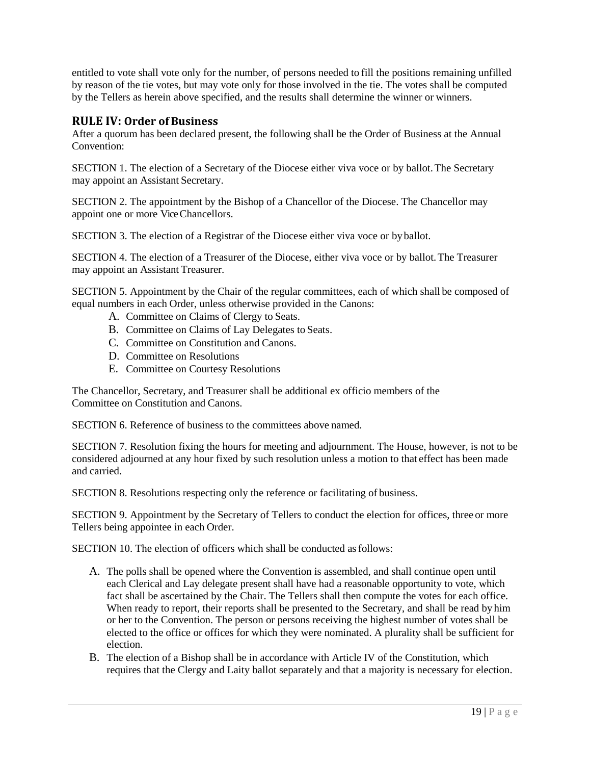entitled to vote shall vote only for the number, of persons needed to fill the positions remaining unfilled by reason of the tie votes, but may vote only for those involved in the tie. The votes shall be computed by the Tellers as herein above specified, and the results shall determine the winner or winners.

## RULE IV: Order of Business

After a quorum has been declared present, the following shall be the Order of Business at the Annual Convention:

SECTION 1. The election of a Secretary of the Diocese either viva voce or by ballot. The Secretary may appoint an Assistant Secretary.

SECTION 2. The appointment by the Bishop of a Chancellor of the Diocese. The Chancellor may appoint one or more Vice Chancellors.

SECTION 3. The election of a Registrar of the Diocese either viva voce or by ballot.

SECTION 4. The election of a Treasurer of the Diocese, either viva voce or by ballot. The Treasurer may appoint an Assistant Treasurer.

SECTION 5. Appointment by the Chair of the regular committees, each of which shall be composed of equal numbers in each Order, unless otherwise provided in the Canons:

- A. Committee on Claims of Clergy to Seats.
- B. Committee on Claims of Lay Delegates to Seats.
- C. Committee on Constitution and Canons.
- D. Committee on Resolutions
- E. Committee on Courtesy Resolutions

The Chancellor, Secretary, and Treasurer shall be additional ex officio members of the Committee on Constitution and Canons.

SECTION 6. Reference of business to the committees above named.

SECTION 7. Resolution fixing the hours for meeting and adjournment. The House, however, is not to be considered adjourned at any hour fixed by such resolution unless a motion to that effect has been made and carried.

SECTION 8. Resolutions respecting only the reference or facilitating of business.

SECTION 9. Appointment by the Secretary of Tellers to conduct the election for offices, three or more Tellers being appointee in each Order.

SECTION 10. The election of officers which shall be conducted as follows:

- A. The polls shall be opened where the Convention is assembled, and shall continue open until each Clerical and Lay delegate present shall have had a reasonable opportunity to vote, which fact shall be ascertained by the Chair. The Tellers shall then compute the votes for each office. When ready to report, their reports shall be presented to the Secretary, and shall be read by him or her to the Convention. The person or persons receiving the highest number of votes shall be elected to the office or offices for which they were nominated. A plurality shall be sufficient for election.
- B. The election of a Bishop shall be in accordance with Article IV of the Constitution, which requires that the Clergy and Laity ballot separately and that a majority is necessary for election.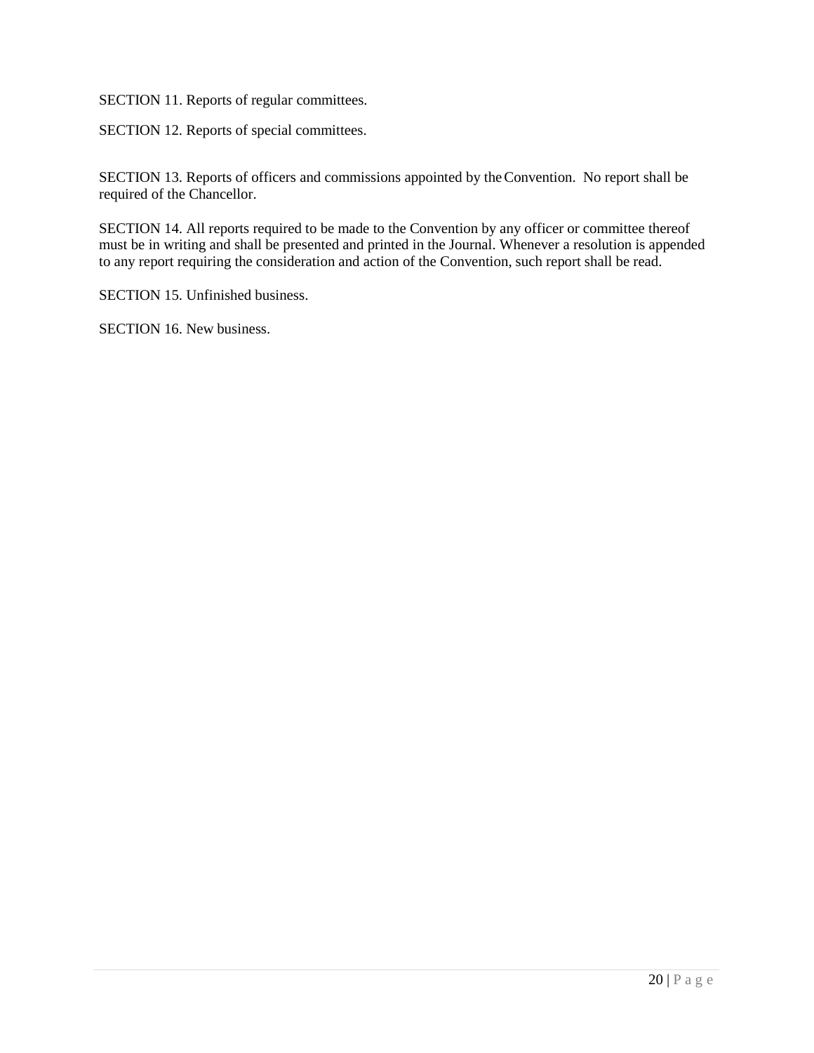SECTION 11. Reports of regular committees.

SECTION 12. Reports of special committees.

SECTION 13. Reports of officers and commissions appointed by the Convention. No report shall be required of the Chancellor.

SECTION 14. All reports required to be made to the Convention by any officer or committee thereof must be in writing and shall be presented and printed in the Journal. Whenever a resolution is appended to any report requiring the consideration and action of the Convention, such report shall be read.

SECTION 15. Unfinished business.

SECTION 16. New business.